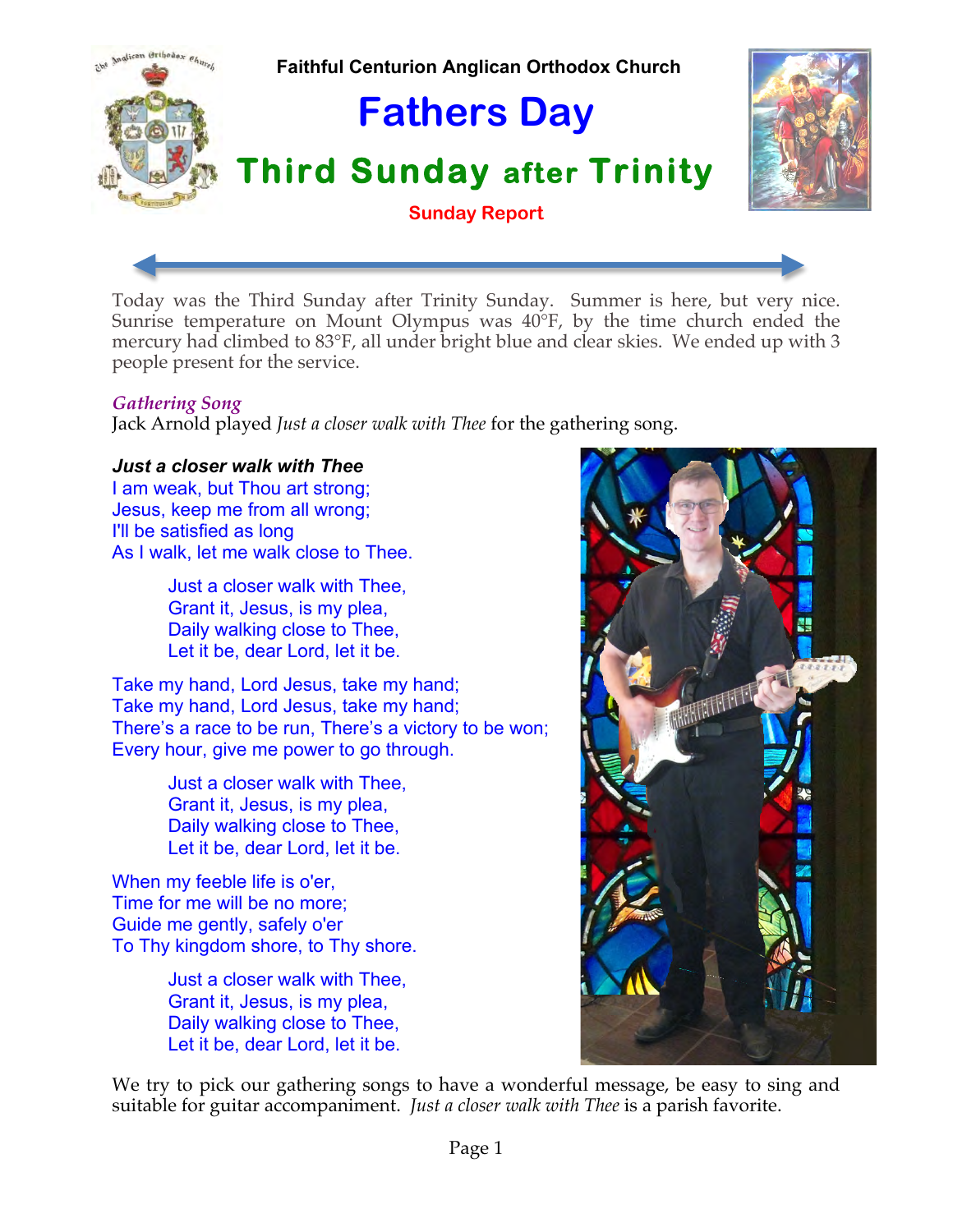**Faithful Centurion Anglican Orthodox Church**

# Fathers Day

## Third Sunday after Trinity

**Sunday Report**

Today was the Third Sunday after Trinity Sunday. Summer is here, but very nice. Sunrise temperature on Mount Olympus was 40°F, by the time church ended the mercury had climbed to 83°F, all under bright blue and clear skies. We ended up with 3 people present for the service.

*Gathering Song*

Jack Arnold played *Just a closer walk with Thee* for the gathering song.

***Just a closer walk with Thee***

I am weak, but Thou art strong;
Jesus, keep me from all wrong;
I'll be satisfied as long
As I walk, let me walk close to Thee.

> Just a closer walk with Thee,
> Grant it, Jesus, is my plea,
> Daily walking close to Thee,
> Let it be, dear Lord, let it be.

Take my hand, Lord Jesus, take my hand;
Take my hand, Lord Jesus, take my hand;
There's a race to be run, There's a victory to be won;
Every hour, give me power to go through.

> Just a closer walk with Thee,
> Grant it, Jesus, is my plea,
> Daily walking close to Thee,
> Let it be, dear Lord, let it be.

When my feeble life is o'er,
Time for me will be no more;
Guide me gently, safely o'er
To Thy kingdom shore, to Thy shore.

> Just a closer walk with Thee,
> Grant it, Jesus, is my plea,
> Daily walking close to Thee,
> Let it be, dear Lord, let it be.

We try to pick our gathering songs to have a wonderful message, be easy to sing and suitable for guitar accompaniment. *Just a closer walk with Thee* is a parish favorite.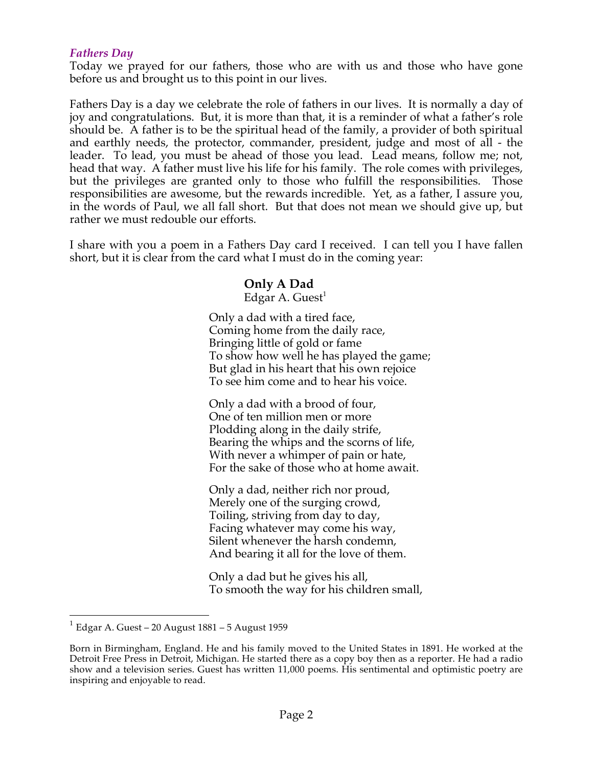### *Fathers Day*

Today we prayed for our fathers, those who are with us and those who have gone before us and brought us to this point in our lives.

Fathers Day is a day we celebrate the role of fathers in our lives. It is normally a day of joy and congratulations. But, it is more than that, it is a reminder of what a father's role should be. A father is to be the spiritual head of the family, a provider of both spiritual and earthly needs, the protector, commander, president, judge and most of all - the leader. To lead, you must be ahead of those you lead. Lead means, follow me; not, head that way. A father must live his life for his family. The role comes with privileges, but the privileges are granted only to those who fulfill the responsibilities. Those responsibilities are awesome, but the rewards incredible. Yet, as a father, I assure you, in the words of Paul, we all fall short. But that does not mean we should give up, but rather we must redouble our efforts.

I share with you a poem in a Fathers Day card I received. I can tell you I have fallen short, but it is clear from the card what I must do in the coming year:

**Only A Dad**
Edgar A. Guest[1]

Only a dad with a tired face,
Coming home from the daily race,
Bringing little of gold or fame
To show how well he has played the game;
But glad in his heart that his own rejoice
To see him come and to hear his voice.

Only a dad with a brood of four,
One of ten million men or more
Plodding along in the daily strife,
Bearing the whips and the scorns of life,
With never a whimper of pain or hate,
For the sake of those who at home await.

Only a dad, neither rich nor proud,
Merely one of the surging crowd,
Toiling, striving from day to day,
Facing whatever may come his way,
Silent whenever the harsh condemn,
And bearing it all for the love of them.

Only a dad but he gives his all,
To smooth the way for his children small,

---

[1] Edgar A. Guest – 20 August 1881 – 5 August 1959

Born in Birmingham, England. He and his family moved to the United States in 1891. He worked at the Detroit Free Press in Detroit, Michigan. He started there as a copy boy then as a reporter. He had a radio show and a television series. Guest has written 11,000 poems. His sentimental and optimistic poetry are inspiring and enjoyable to read.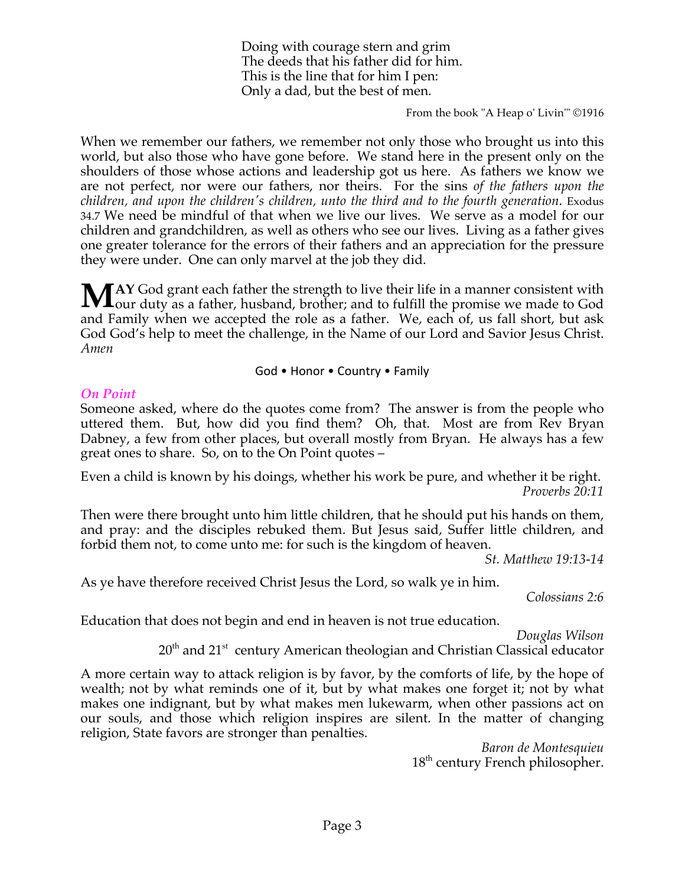Doing with courage stern and grim  
The deeds that his father did for him.  
This is the line that for him I pen:  
Only a dad, but the best of men.

From the book "A Heap o' Livin'" ©1916

When we remember our fathers, we remember not only those who brought us into this world, but also those who have gone before. We stand here in the present only on the shoulders of those whose actions and leadership got us here. As fathers we know we are not perfect, nor were our fathers, nor theirs. For the sins *of the fathers upon the children, and upon the children's children, unto the third and to the fourth generation*. Exodus 34.7 We need be mindful of that when we live our lives. We serve as a model for our children and grandchildren, as well as others who see our lives. Living as a father gives one greater tolerance for the errors of their fathers and an appreciation for the pressure they were under. One can only marvel at the job they did.

**MAY** God grant each father the strength to live their life in a manner consistent with our duty as a father, husband, brother; and to fulfill the promise we made to God and Family when we accepted the role as a father. We, each of, us fall short, but ask God God's help to meet the challenge, in the Name of our Lord and Savior Jesus Christ. *Amen*

God • Honor • Country • Family

***On Point***

Someone asked, where do the quotes come from? The answer is from the people who uttered them. But, how did you find them? Oh, that. Most are from Rev Bryan Dabney, a few from other places, but overall mostly from Bryan. He always has a few great ones to share. So, on to the On Point quotes –

Even a child is known by his doings, whether his work be pure, and whether it be right.

*Proverbs 20:11*

Then were there brought unto him little children, that he should put his hands on them, and pray: and the disciples rebuked them. But Jesus said, Suffer little children, and forbid them not, to come unto me: for such is the kingdom of heaven.

*St. Matthew 19:13-14*

As ye have therefore received Christ Jesus the Lord, so walk ye in him.

*Colossians 2:6*

Education that does not begin and end in heaven is not true education.

*Douglas Wilson*  
20th and 21st century American theologian and Christian Classical educator

A more certain way to attack religion is by favor, by the comforts of life, by the hope of wealth; not by what reminds one of it, but by what makes one forget it; not by what makes one indignant, but by what makes men lukewarm, when other passions act on our souls, and those which religion inspires are silent. In the matter of changing religion, State favors are stronger than penalties.

*Baron de Montesquieu*  
18th century French philosopher.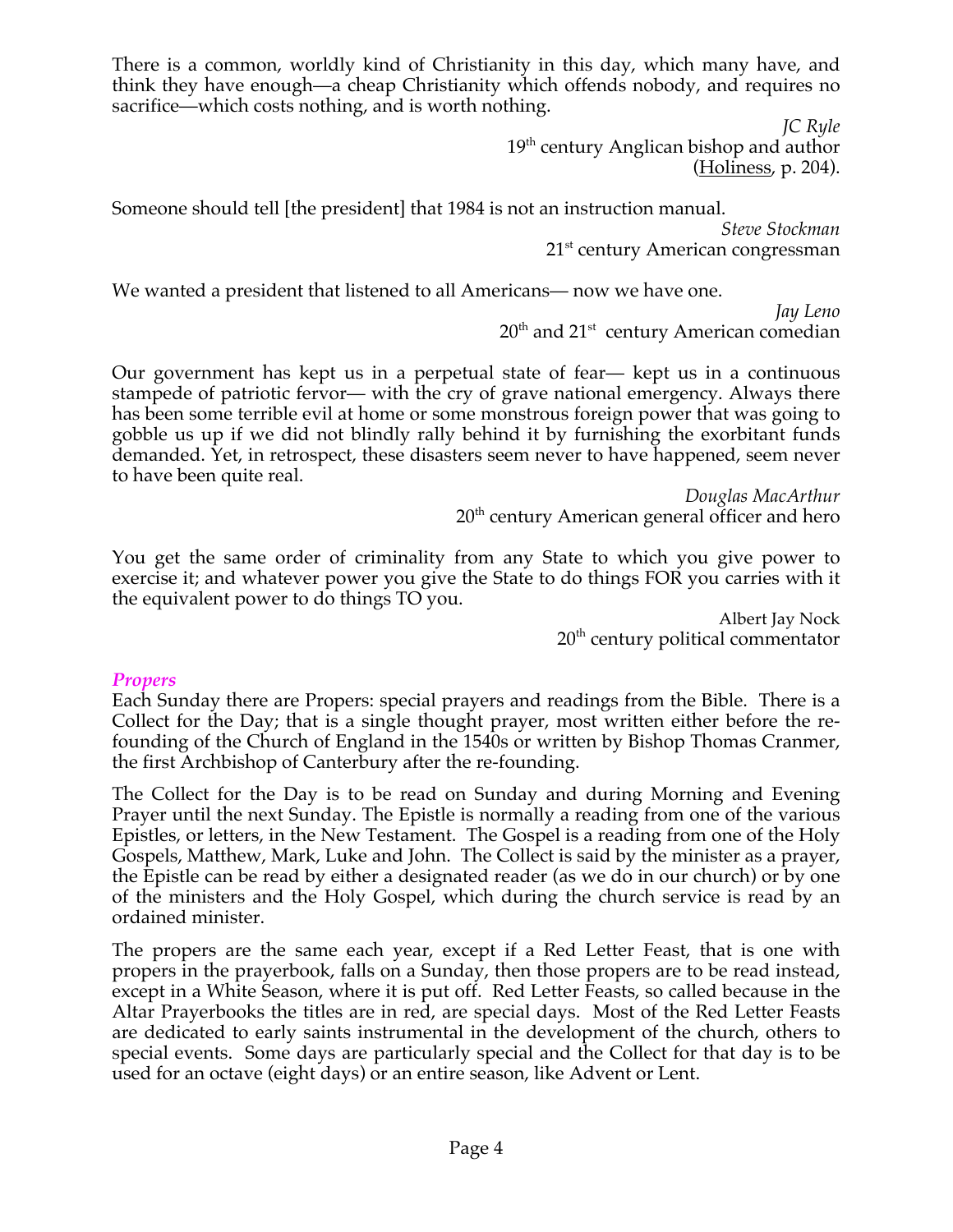There is a common, worldly kind of Christianity in this day, which many have, and think they have enough—a cheap Christianity which offends nobody, and requires no sacrifice—which costs nothing, and is worth nothing.

*JC Ryle*
19th century Anglican bishop and author
(Holiness, p. 204).

Someone should tell [the president] that 1984 is not an instruction manual.

*Steve Stockman*
21st century American congressman

We wanted a president that listened to all Americans— now we have one.

*Jay Leno*
20th and 21st century American comedian

Our government has kept us in a perpetual state of fear— kept us in a continuous stampede of patriotic fervor— with the cry of grave national emergency. Always there has been some terrible evil at home or some monstrous foreign power that was going to gobble us up if we did not blindly rally behind it by furnishing the exorbitant funds demanded. Yet, in retrospect, these disasters seem never to have happened, seem never to have been quite real.

*Douglas MacArthur*
20th century American general officer and hero

You get the same order of criminality from any State to which you give power to exercise it; and whatever power you give the State to do things FOR you carries with it the equivalent power to do things TO you.

Albert Jay Nock
20th century political commentator

## *Propers*

Each Sunday there are Propers: special prayers and readings from the Bible. There is a Collect for the Day; that is a single thought prayer, most written either before the re-founding of the Church of England in the 1540s or written by Bishop Thomas Cranmer, the first Archbishop of Canterbury after the re-founding.

The Collect for the Day is to be read on Sunday and during Morning and Evening Prayer until the next Sunday. The Epistle is normally a reading from one of the various Epistles, or letters, in the New Testament. The Gospel is a reading from one of the Holy Gospels, Matthew, Mark, Luke and John. The Collect is said by the minister as a prayer, the Epistle can be read by either a designated reader (as we do in our church) or by one of the ministers and the Holy Gospel, which during the church service is read by an ordained minister.

The propers are the same each year, except if a Red Letter Feast, that is one with propers in the prayerbook, falls on a Sunday, then those propers are to be read instead, except in a White Season, where it is put off. Red Letter Feasts, so called because in the Altar Prayerbooks the titles are in red, are special days. Most of the Red Letter Feasts are dedicated to early saints instrumental in the development of the church, others to special events. Some days are particularly special and the Collect for that day is to be used for an octave (eight days) or an entire season, like Advent or Lent.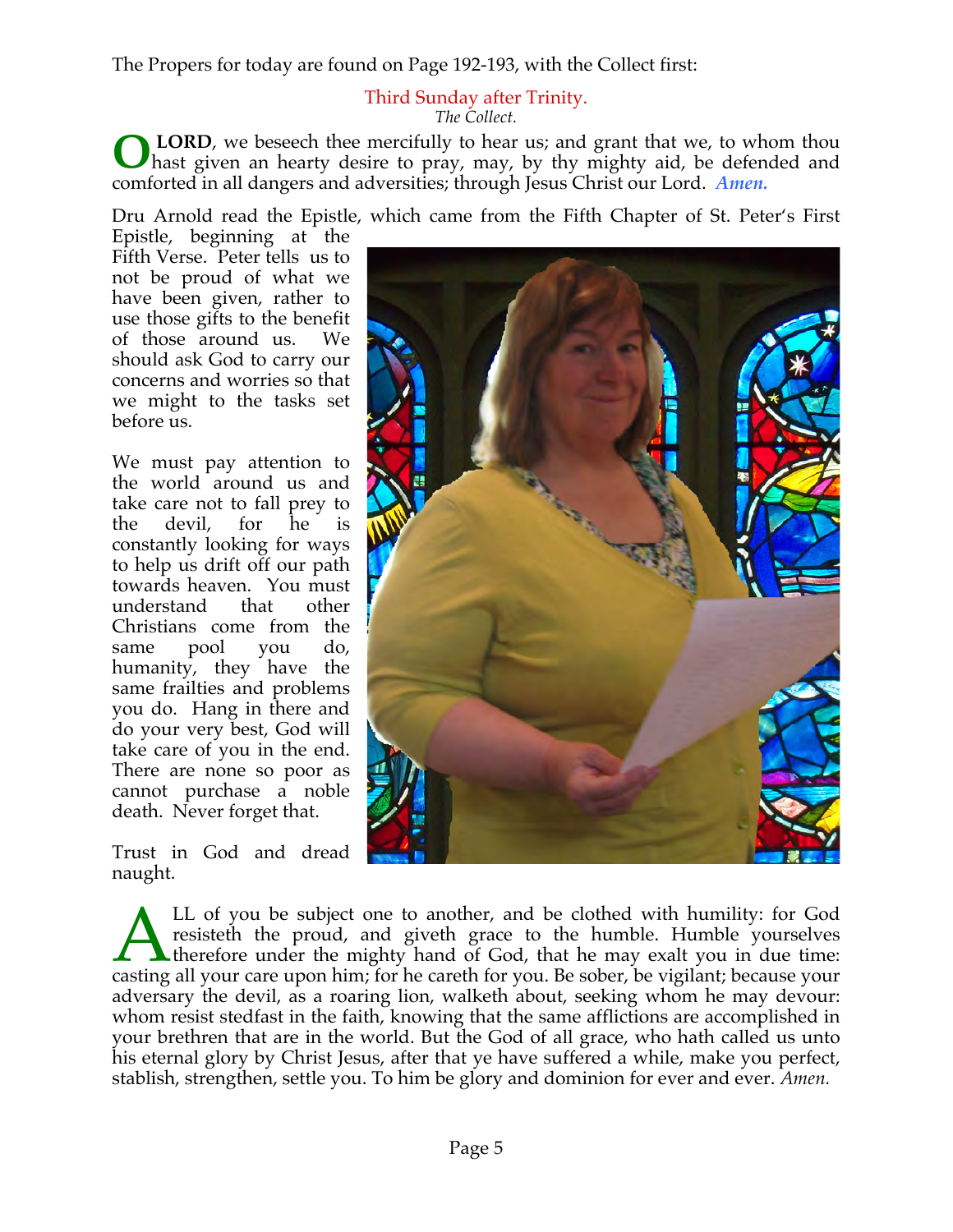The Propers for today are found on Page 192-193, with the Collect first:

## Third Sunday after Trinity.

*The Collect.*

**O LORD**, we beseech thee mercifully to hear us; and grant that we, to whom thou hast given an hearty desire to pray, may, by thy mighty aid, be defended and comforted in all dangers and adversities; through Jesus Christ our Lord. ***Amen.***

Dru Arnold read the Epistle, which came from the Fifth Chapter of St. Peter's First Epistle, beginning at the Fifth Verse. Peter tells us to not be proud of what we have been given, rather to use those gifts to the benefit of those around us. We should ask God to carry our concerns and worries so that we might to the tasks set before us.

We must pay attention to the world around us and take care not to fall prey to the devil, for he is constantly looking for ways to help us drift off our path towards heaven. You must understand that other Christians come from the same pool you do, humanity, they have the same frailties and problems you do. Hang in there and do your very best, God will take care of you in the end. There are none so poor as cannot purchase a noble death. Never forget that.

Trust in God and dread naught.

ALL of you be subject one to another, and be clothed with humility: for God resisteth the proud, and giveth grace to the humble. Humble yourselves therefore under the mighty hand of God, that he may exalt you in due time: casting all your care upon him; for he careth for you. Be sober, be vigilant; because your adversary the devil, as a roaring lion, walketh about, seeking whom he may devour: whom resist stedfast in the faith, knowing that the same afflictions are accomplished in your brethren that are in the world. But the God of all grace, who hath called us unto his eternal glory by Christ Jesus, after that ye have suffered a while, make you perfect, stablish, strengthen, settle you. To him be glory and dominion for ever and ever. *Amen.*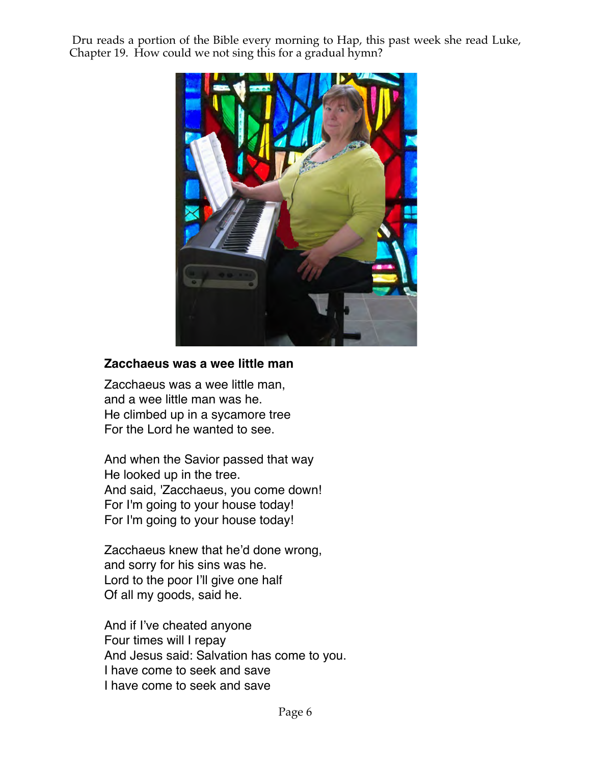Dru reads a portion of the Bible every morning to Hap, this past week she read Luke, Chapter 19.  How could we not sing this for a gradual hymn?

**Zacchaeus was a wee little man**

Zacchaeus was a wee little man,
and a wee little man was he.
He climbed up in a sycamore tree
For the Lord he wanted to see.

And when the Savior passed that way
He looked up in the tree.
And said, 'Zacchaeus, you come down!
For I'm going to your house today!
For I'm going to your house today!

Zacchaeus knew that he'd done wrong,
and sorry for his sins was he.
Lord to the poor I'll give one half
Of all my goods, said he.

And if I've cheated anyone
Four times will I repay
And Jesus said: Salvation has come to you.
I have come to seek and save
I have come to seek and save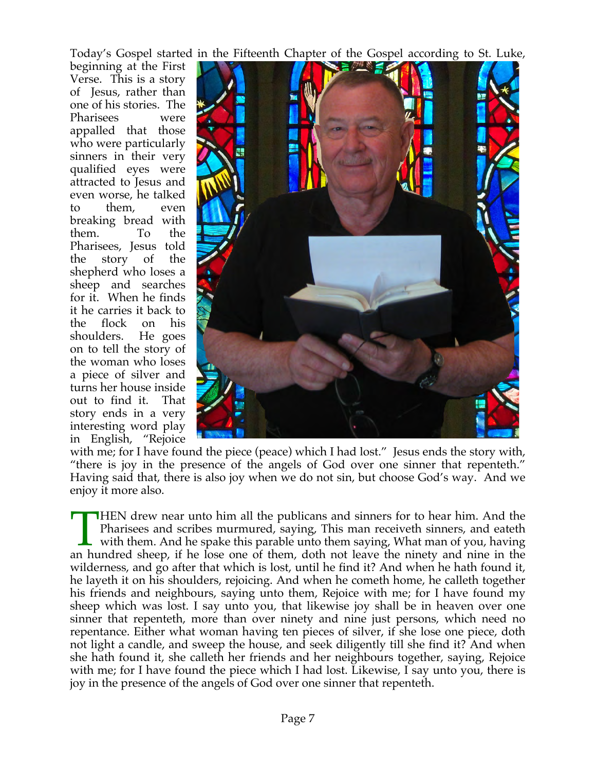Today's Gospel started in the Fifteenth Chapter of the Gospel according to St. Luke, beginning at the First Verse. This is a story of Jesus, rather than one of his stories. The Pharisees were appalled that those who were particularly sinners in their very qualified eyes were attracted to Jesus and even worse, he talked to them, even breaking bread with them. To the Pharisees, Jesus told the story of the shepherd who loses a sheep and searches for it. When he finds it he carries it back to the flock on his shoulders. He goes on to tell the story of the woman who loses a piece of silver and turns her house inside out to find it. That story ends in a very interesting word play in English, "Rejoice with me; for I have found the piece (peace) which I had lost." Jesus ends the story with, "there is joy in the presence of the angels of God over one sinner that repenteth." Having said that, there is also joy when we do not sin, but choose God's way. And we enjoy it more also.

THEN drew near unto him all the publicans and sinners for to hear him. And the Pharisees and scribes murmured, saying, This man receiveth sinners, and eateth with them. And he spake this parable unto them saying, What man of you, having an hundred sheep, if he lose one of them, doth not leave the ninety and nine in the wilderness, and go after that which is lost, until he find it? And when he hath found it, he layeth it on his shoulders, rejoicing. And when he cometh home, he calleth together his friends and neighbours, saying unto them, Rejoice with me; for I have found my sheep which was lost. I say unto you, that likewise joy shall be in heaven over one sinner that repenteth, more than over ninety and nine just persons, which need no repentance. Either what woman having ten pieces of silver, if she lose one piece, doth not light a candle, and sweep the house, and seek diligently till she find it? And when she hath found it, she calleth her friends and her neighbours together, saying, Rejoice with me; for I have found the piece which I had lost. Likewise, I say unto you, there is joy in the presence of the angels of God over one sinner that repenteth.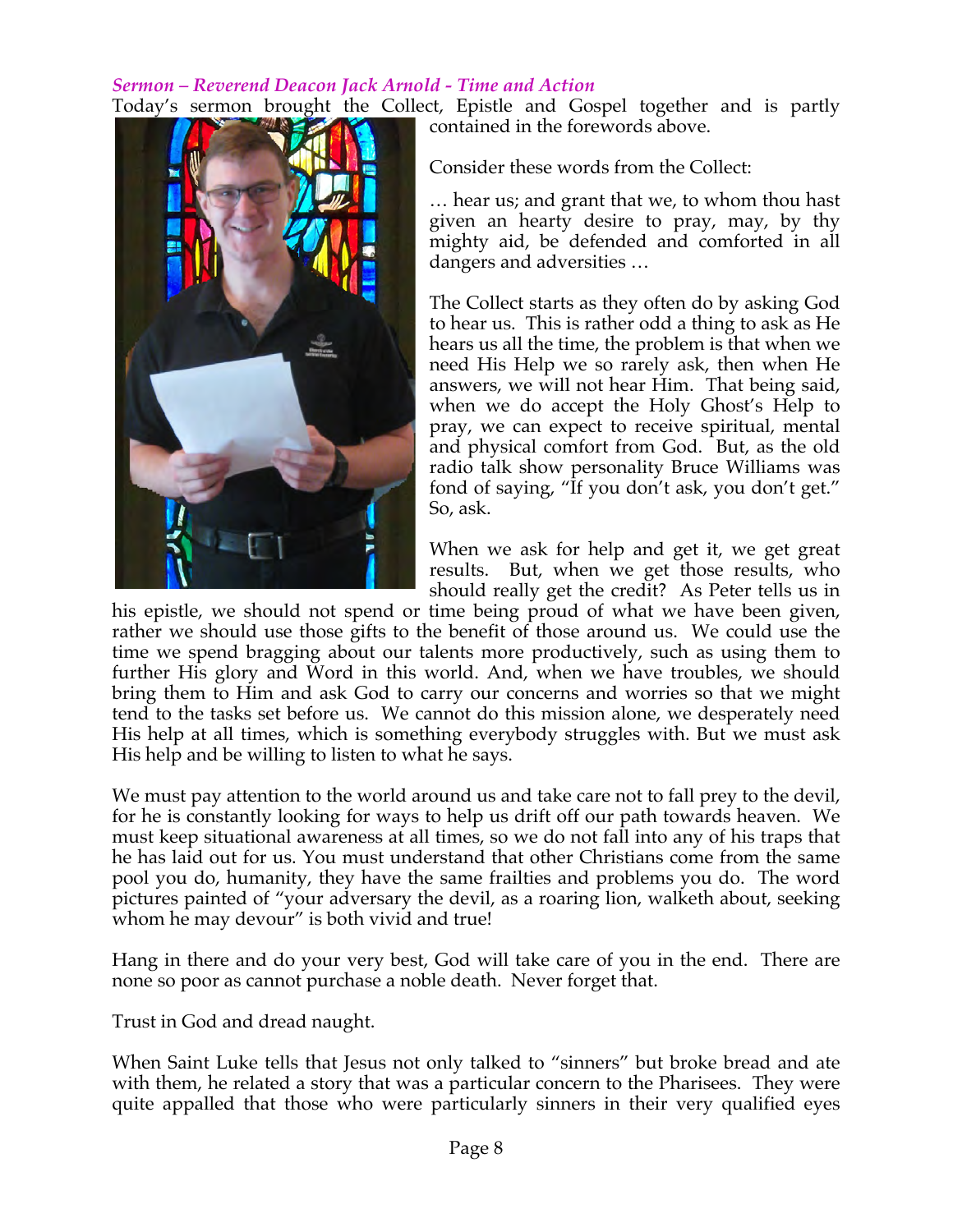*Sermon – Reverend Deacon Jack Arnold - Time and Action*

Today's sermon brought the Collect, Epistle and Gospel together and is partly contained in the forewords above.

Consider these words from the Collect:

… hear us; and grant that we, to whom thou hast given an hearty desire to pray, may, by thy mighty aid, be defended and comforted in all dangers and adversities …

The Collect starts as they often do by asking God to hear us. This is rather odd a thing to ask as He hears us all the time, the problem is that when we need His Help we so rarely ask, then when He answers, we will not hear Him. That being said, when we do accept the Holy Ghost's Help to pray, we can expect to receive spiritual, mental and physical comfort from God. But, as the old radio talk show personality Bruce Williams was fond of saying, "If you don't ask, you don't get." So, ask.

When we ask for help and get it, we get great results. But, when we get those results, who should really get the credit? As Peter tells us in his epistle, we should not spend or time being proud of what we have been given, rather we should use those gifts to the benefit of those around us. We could use the time we spend bragging about our talents more productively, such as using them to further His glory and Word in this world. And, when we have troubles, we should bring them to Him and ask God to carry our concerns and worries so that we might tend to the tasks set before us. We cannot do this mission alone, we desperately need His help at all times, which is something everybody struggles with. But we must ask His help and be willing to listen to what he says.

We must pay attention to the world around us and take care not to fall prey to the devil, for he is constantly looking for ways to help us drift off our path towards heaven. We must keep situational awareness at all times, so we do not fall into any of his traps that he has laid out for us. You must understand that other Christians come from the same pool you do, humanity, they have the same frailties and problems you do. The word pictures painted of "your adversary the devil, as a roaring lion, walketh about, seeking whom he may devour" is both vivid and true!

Hang in there and do your very best, God will take care of you in the end. There are none so poor as cannot purchase a noble death. Never forget that.

Trust in God and dread naught.

When Saint Luke tells that Jesus not only talked to "sinners" but broke bread and ate with them, he related a story that was a particular concern to the Pharisees. They were quite appalled that those who were particularly sinners in their very qualified eyes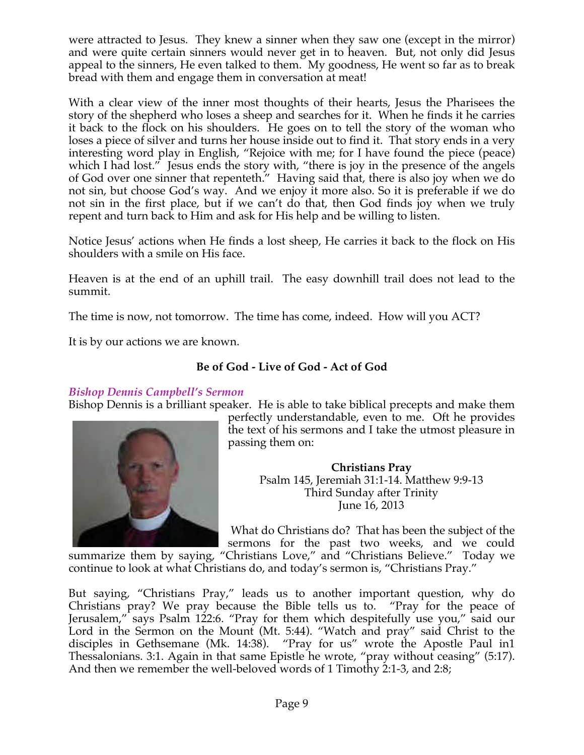were attracted to Jesus. They knew a sinner when they saw one (except in the mirror) and were quite certain sinners would never get in to heaven. But, not only did Jesus appeal to the sinners, He even talked to them. My goodness, He went so far as to break bread with them and engage them in conversation at meat!

With a clear view of the inner most thoughts of their hearts, Jesus the Pharisees the story of the shepherd who loses a sheep and searches for it. When he finds it he carries it back to the flock on his shoulders. He goes on to tell the story of the woman who loses a piece of silver and turns her house inside out to find it. That story ends in a very interesting word play in English, "Rejoice with me; for I have found the piece (peace) which I had lost." Jesus ends the story with, "there is joy in the presence of the angels of God over one sinner that repenteth." Having said that, there is also joy when we do not sin, but choose God's way. And we enjoy it more also. So it is preferable if we do not sin in the first place, but if we can't do that, then God finds joy when we truly repent and turn back to Him and ask for His help and be willing to listen.

Notice Jesus' actions when He finds a lost sheep, He carries it back to the flock on His shoulders with a smile on His face.

Heaven is at the end of an uphill trail. The easy downhill trail does not lead to the summit.

The time is now, not tomorrow. The time has come, indeed. How will you ACT?

It is by our actions we are known.

**Be of God - Live of God - Act of God**

### *Bishop Dennis Campbell's Sermon*

Bishop Dennis is a brilliant speaker. He is able to take biblical precepts and make them perfectly understandable, even to me. Oft he provides the text of his sermons and I take the utmost pleasure in passing them on:

**Christians Pray**
Psalm 145, Jeremiah 31:1-14. Matthew 9:9-13
Third Sunday after Trinity
June 16, 2013

What do Christians do? That has been the subject of the sermons for the past two weeks, and we could summarize them by saying, "Christians Love," and "Christians Believe." Today we continue to look at what Christians do, and today's sermon is, "Christians Pray."

But saying, "Christians Pray," leads us to another important question, why do Christians pray? We pray because the Bible tells us to. "Pray for the peace of Jerusalem," says Psalm 122:6. "Pray for them which despitefully use you," said our Lord in the Sermon on the Mount (Mt. 5:44). "Watch and pray" said Christ to the disciples in Gethsemane (Mk. 14:38). "Pray for us" wrote the Apostle Paul in1 Thessalonians. 3:1. Again in that same Epistle he wrote, "pray without ceasing" (5:17). And then we remember the well-beloved words of 1 Timothy 2:1-3, and 2:8;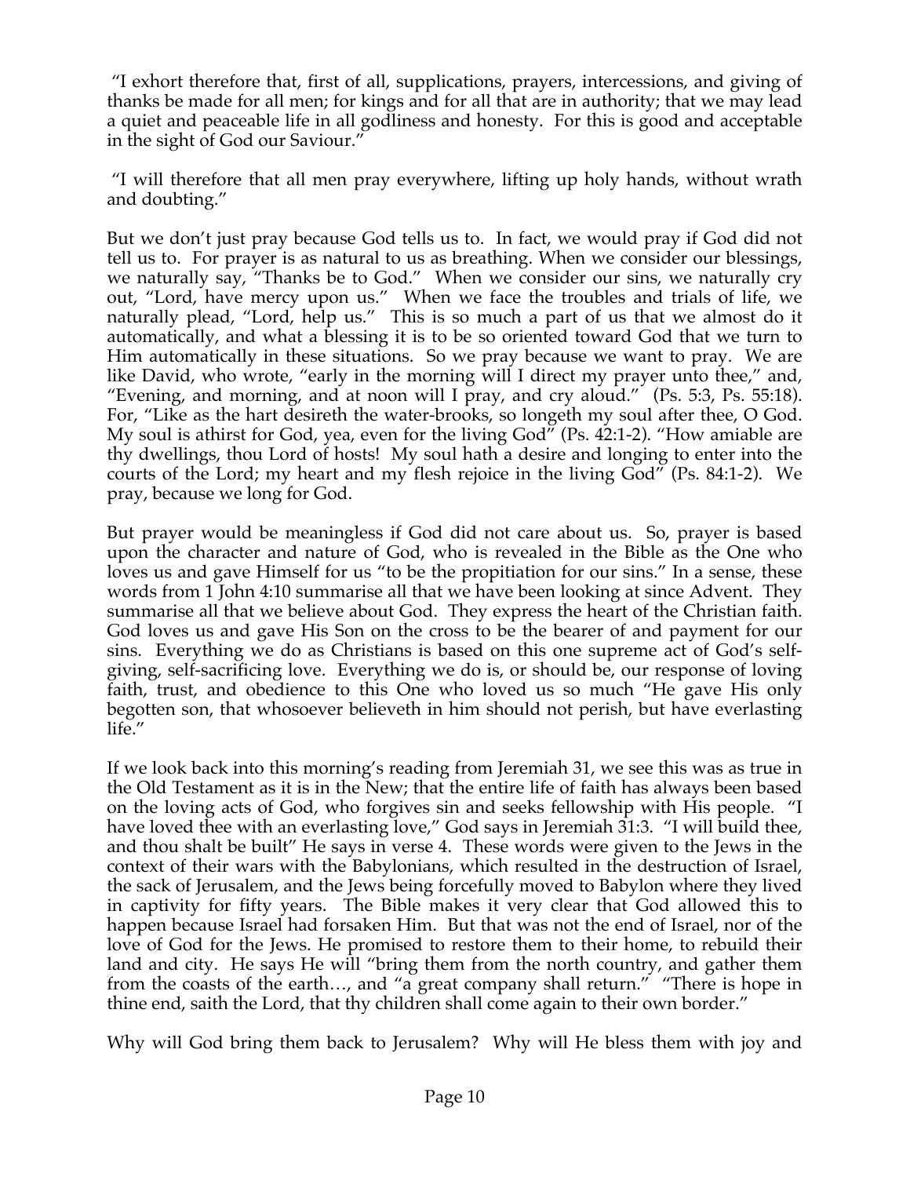"I exhort therefore that, first of all, supplications, prayers, intercessions, and giving of thanks be made for all men; for kings and for all that are in authority; that we may lead a quiet and peaceable life in all godliness and honesty. For this is good and acceptable in the sight of God our Saviour."

"I will therefore that all men pray everywhere, lifting up holy hands, without wrath and doubting."

But we don't just pray because God tells us to. In fact, we would pray if God did not tell us to. For prayer is as natural to us as breathing. When we consider our blessings, we naturally say, "Thanks be to God." When we consider our sins, we naturally cry out, "Lord, have mercy upon us." When we face the troubles and trials of life, we naturally plead, "Lord, help us." This is so much a part of us that we almost do it automatically, and what a blessing it is to be so oriented toward God that we turn to Him automatically in these situations. So we pray because we want to pray. We are like David, who wrote, "early in the morning will I direct my prayer unto thee," and, "Evening, and morning, and at noon will I pray, and cry aloud." (Ps. 5:3, Ps. 55:18). For, "Like as the hart desireth the water-brooks, so longeth my soul after thee, O God. My soul is athirst for God, yea, even for the living God" (Ps. 42:1-2). "How amiable are thy dwellings, thou Lord of hosts! My soul hath a desire and longing to enter into the courts of the Lord; my heart and my flesh rejoice in the living God" (Ps. 84:1-2). We pray, because we long for God.

But prayer would be meaningless if God did not care about us. So, prayer is based upon the character and nature of God, who is revealed in the Bible as the One who loves us and gave Himself for us "to be the propitiation for our sins." In a sense, these words from 1 John 4:10 summarise all that we have been looking at since Advent. They summarise all that we believe about God. They express the heart of the Christian faith. God loves us and gave His Son on the cross to be the bearer of and payment for our sins. Everything we do as Christians is based on this one supreme act of God's self-giving, self-sacrificing love. Everything we do is, or should be, our response of loving faith, trust, and obedience to this One who loved us so much "He gave His only begotten son, that whosoever believeth in him should not perish, but have everlasting life."

If we look back into this morning's reading from Jeremiah 31, we see this was as true in the Old Testament as it is in the New; that the entire life of faith has always been based on the loving acts of God, who forgives sin and seeks fellowship with His people. "I have loved thee with an everlasting love," God says in Jeremiah 31:3. "I will build thee, and thou shalt be built" He says in verse 4. These words were given to the Jews in the context of their wars with the Babylonians, which resulted in the destruction of Israel, the sack of Jerusalem, and the Jews being forcefully moved to Babylon where they lived in captivity for fifty years. The Bible makes it very clear that God allowed this to happen because Israel had forsaken Him. But that was not the end of Israel, nor of the love of God for the Jews. He promised to restore them to their home, to rebuild their land and city. He says He will "bring them from the north country, and gather them from the coasts of the earth…, and "a great company shall return." "There is hope in thine end, saith the Lord, that thy children shall come again to their own border."

Why will God bring them back to Jerusalem? Why will He bless them with joy and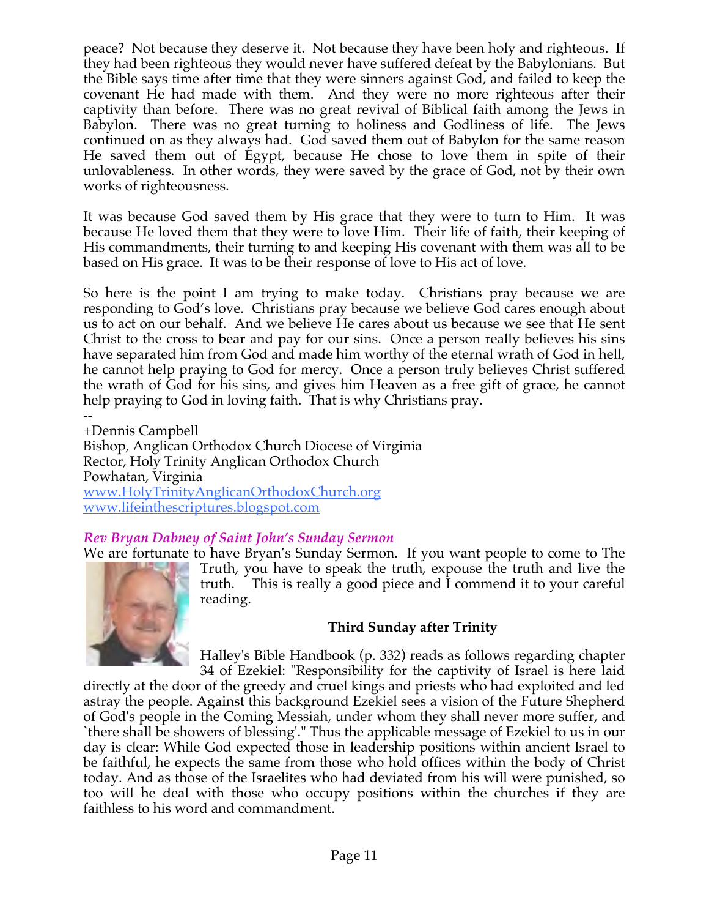peace? Not because they deserve it. Not because they have been holy and righteous. If they had been righteous they would never have suffered defeat by the Babylonians. But the Bible says time after time that they were sinners against God, and failed to keep the covenant He had made with them. And they were no more righteous after their captivity than before. There was no great revival of Biblical faith among the Jews in Babylon. There was no great turning to holiness and Godliness of life. The Jews continued on as they always had. God saved them out of Babylon for the same reason He saved them out of Egypt, because He chose to love them in spite of their unlovableness. In other words, they were saved by the grace of God, not by their own works of righteousness.

It was because God saved them by His grace that they were to turn to Him. It was because He loved them that they were to love Him. Their life of faith, their keeping of His commandments, their turning to and keeping His covenant with them was all to be based on His grace. It was to be their response of love to His act of love.

So here is the point I am trying to make today. Christians pray because we are responding to God's love. Christians pray because we believe God cares enough about us to act on our behalf. And we believe He cares about us because we see that He sent Christ to the cross to bear and pay for our sins. Once a person really believes his sins have separated him from God and made him worthy of the eternal wrath of God in hell, he cannot help praying to God for mercy. Once a person truly believes Christ suffered the wrath of God for his sins, and gives him Heaven as a free gift of grace, he cannot help praying to God in loving faith. That is why Christians pray.

--
+Dennis Campbell
Bishop, Anglican Orthodox Church Diocese of Virginia
Rector, Holy Trinity Anglican Orthodox Church
Powhatan, Virginia
www.HolyTrinityAnglicanOrthodoxChurch.org
www.lifeinthescriptures.blogspot.com

## *Rev Bryan Dabney of Saint John's Sunday Sermon*

We are fortunate to have Bryan's Sunday Sermon. If you want people to come to The Truth, you have to speak the truth, expouse the truth and live the truth. This is really a good piece and I commend it to your careful reading.

### Third Sunday after Trinity

Halley's Bible Handbook (p. 332) reads as follows regarding chapter 34 of Ezekiel: "Responsibility for the captivity of Israel is here laid directly at the door of the greedy and cruel kings and priests who had exploited and led astray the people. Against this background Ezekiel sees a vision of the Future Shepherd of God's people in the Coming Messiah, under whom they shall never more suffer, and `there shall be showers of blessing'." Thus the applicable message of Ezekiel to us in our day is clear: While God expected those in leadership positions within ancient Israel to be faithful, he expects the same from those who hold offices within the body of Christ today. And as those of the Israelites who had deviated from his will were punished, so too will he deal with those who occupy positions within the churches if they are faithless to his word and commandment.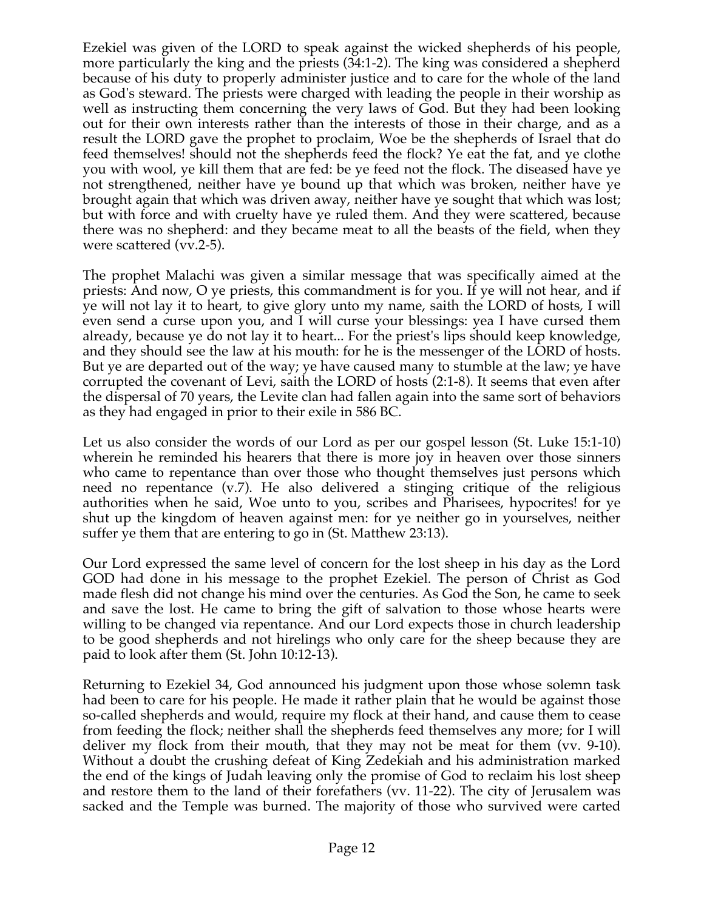Ezekiel was given of the LORD to speak against the wicked shepherds of his people, more particularly the king and the priests (34:1-2). The king was considered a shepherd because of his duty to properly administer justice and to care for the whole of the land as God's steward. The priests were charged with leading the people in their worship as well as instructing them concerning the very laws of God. But they had been looking out for their own interests rather than the interests of those in their charge, and as a result the LORD gave the prophet to proclaim, Woe be the shepherds of Israel that do feed themselves! should not the shepherds feed the flock? Ye eat the fat, and ye clothe you with wool, ye kill them that are fed: be ye feed not the flock. The diseased have ye not strengthened, neither have ye bound up that which was broken, neither have ye brought again that which was driven away, neither have ye sought that which was lost; but with force and with cruelty have ye ruled them. And they were scattered, because there was no shepherd: and they became meat to all the beasts of the field, when they were scattered (vv.2-5).

The prophet Malachi was given a similar message that was specifically aimed at the priests: And now, O ye priests, this commandment is for you. If ye will not hear, and if ye will not lay it to heart, to give glory unto my name, saith the LORD of hosts, I will even send a curse upon you, and I will curse your blessings: yea I have cursed them already, because ye do not lay it to heart... For the priest's lips should keep knowledge, and they should see the law at his mouth: for he is the messenger of the LORD of hosts. But ye are departed out of the way; ye have caused many to stumble at the law; ye have corrupted the covenant of Levi, saith the LORD of hosts (2:1-8). It seems that even after the dispersal of 70 years, the Levite clan had fallen again into the same sort of behaviors as they had engaged in prior to their exile in 586 BC.

Let us also consider the words of our Lord as per our gospel lesson (St. Luke 15:1-10) wherein he reminded his hearers that there is more joy in heaven over those sinners who came to repentance than over those who thought themselves just persons which need no repentance (v.7). He also delivered a stinging critique of the religious authorities when he said, Woe unto to you, scribes and Pharisees, hypocrites! for ye shut up the kingdom of heaven against men: for ye neither go in yourselves, neither suffer ye them that are entering to go in (St. Matthew 23:13).

Our Lord expressed the same level of concern for the lost sheep in his day as the Lord GOD had done in his message to the prophet Ezekiel. The person of Christ as God made flesh did not change his mind over the centuries. As God the Son, he came to seek and save the lost. He came to bring the gift of salvation to those whose hearts were willing to be changed via repentance. And our Lord expects those in church leadership to be good shepherds and not hirelings who only care for the sheep because they are paid to look after them (St. John 10:12-13).

Returning to Ezekiel 34, God announced his judgment upon those whose solemn task had been to care for his people. He made it rather plain that he would be against those so-called shepherds and would, require my flock at their hand, and cause them to cease from feeding the flock; neither shall the shepherds feed themselves any more; for I will deliver my flock from their mouth, that they may not be meat for them (vv. 9-10). Without a doubt the crushing defeat of King Zedekiah and his administration marked the end of the kings of Judah leaving only the promise of God to reclaim his lost sheep and restore them to the land of their forefathers (vv. 11-22). The city of Jerusalem was sacked and the Temple was burned. The majority of those who survived were carted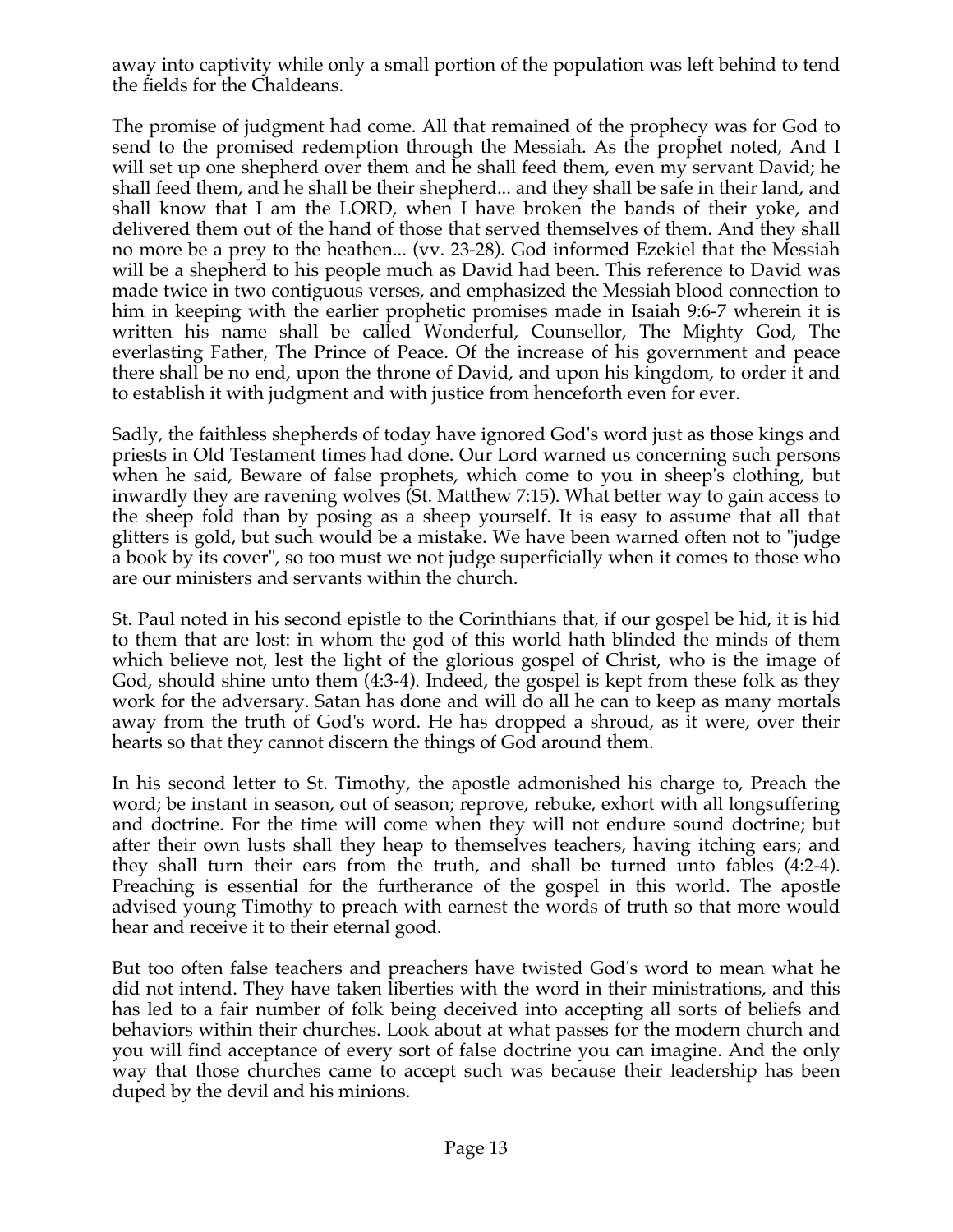away into captivity while only a small portion of the population was left behind to tend the fields for the Chaldeans.

The promise of judgment had come. All that remained of the prophecy was for God to send to the promised redemption through the Messiah. As the prophet noted, And I will set up one shepherd over them and he shall feed them, even my servant David; he shall feed them, and he shall be their shepherd... and they shall be safe in their land, and shall know that I am the LORD, when I have broken the bands of their yoke, and delivered them out of the hand of those that served themselves of them. And they shall no more be a prey to the heathen... (vv. 23-28). God informed Ezekiel that the Messiah will be a shepherd to his people much as David had been. This reference to David was made twice in two contiguous verses, and emphasized the Messiah blood connection to him in keeping with the earlier prophetic promises made in Isaiah 9:6-7 wherein it is written his name shall be called Wonderful, Counsellor, The Mighty God, The everlasting Father, The Prince of Peace. Of the increase of his government and peace there shall be no end, upon the throne of David, and upon his kingdom, to order it and to establish it with judgment and with justice from henceforth even for ever.

Sadly, the faithless shepherds of today have ignored God's word just as those kings and priests in Old Testament times had done. Our Lord warned us concerning such persons when he said, Beware of false prophets, which come to you in sheep's clothing, but inwardly they are ravening wolves (St. Matthew 7:15). What better way to gain access to the sheep fold than by posing as a sheep yourself. It is easy to assume that all that glitters is gold, but such would be a mistake. We have been warned often not to "judge a book by its cover", so too must we not judge superficially when it comes to those who are our ministers and servants within the church.

St. Paul noted in his second epistle to the Corinthians that, if our gospel be hid, it is hid to them that are lost: in whom the god of this world hath blinded the minds of them which believe not, lest the light of the glorious gospel of Christ, who is the image of God, should shine unto them (4:3-4). Indeed, the gospel is kept from these folk as they work for the adversary. Satan has done and will do all he can to keep as many mortals away from the truth of God's word. He has dropped a shroud, as it were, over their hearts so that they cannot discern the things of God around them.

In his second letter to St. Timothy, the apostle admonished his charge to, Preach the word; be instant in season, out of season; reprove, rebuke, exhort with all longsuffering and doctrine. For the time will come when they will not endure sound doctrine; but after their own lusts shall they heap to themselves teachers, having itching ears; and they shall turn their ears from the truth, and shall be turned unto fables (4:2-4). Preaching is essential for the furtherance of the gospel in this world. The apostle advised young Timothy to preach with earnest the words of truth so that more would hear and receive it to their eternal good.

But too often false teachers and preachers have twisted God's word to mean what he did not intend. They have taken liberties with the word in their ministrations, and this has led to a fair number of folk being deceived into accepting all sorts of beliefs and behaviors within their churches. Look about at what passes for the modern church and you will find acceptance of every sort of false doctrine you can imagine. And the only way that those churches came to accept such was because their leadership has been duped by the devil and his minions.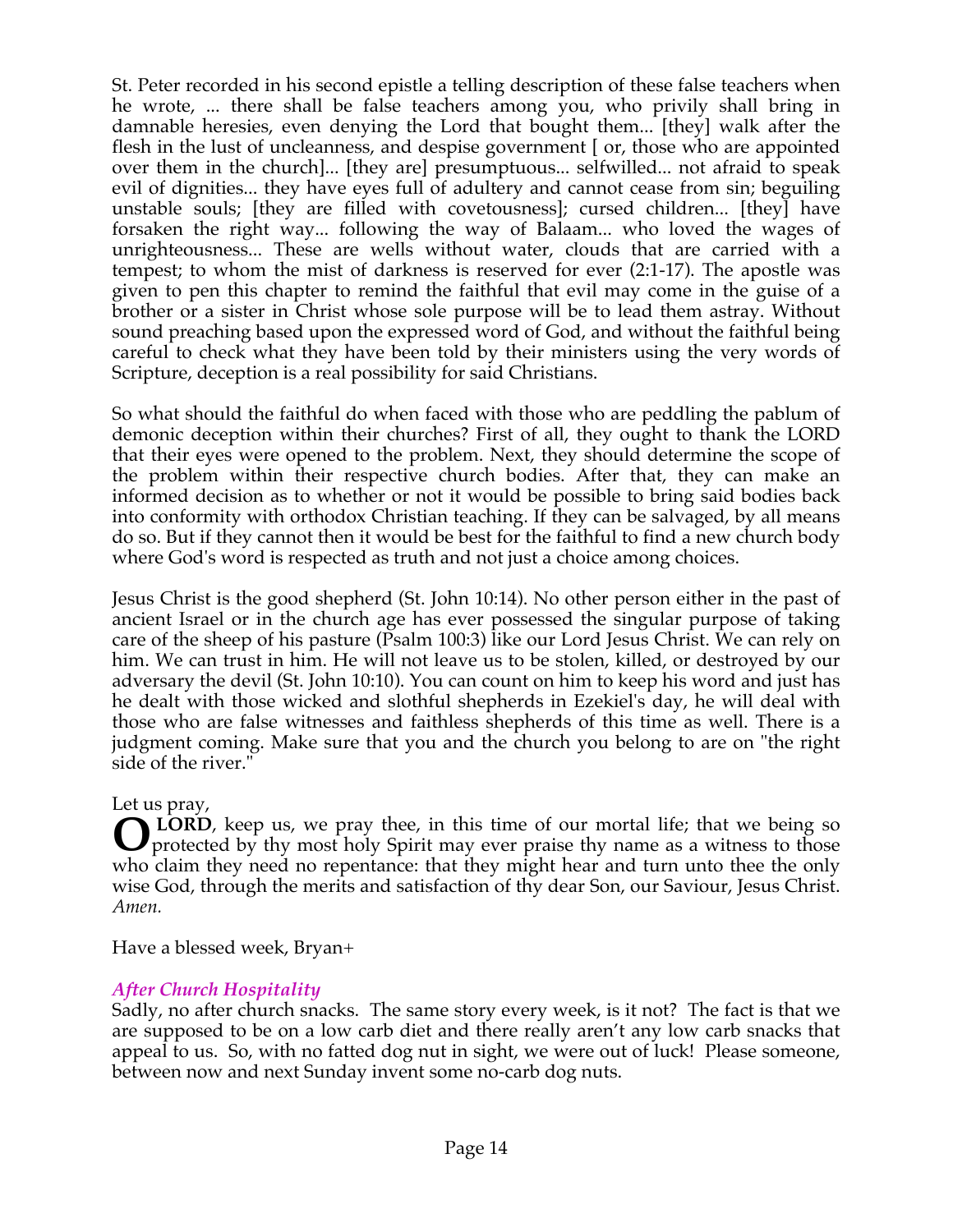St. Peter recorded in his second epistle a telling description of these false teachers when he wrote, ... there shall be false teachers among you, who privily shall bring in damnable heresies, even denying the Lord that bought them... [they] walk after the flesh in the lust of uncleanness, and despise government [ or, those who are appointed over them in the church]... [they are] presumptuous... selfwilled... not afraid to speak evil of dignities... they have eyes full of adultery and cannot cease from sin; beguiling unstable souls; [they are filled with covetousness]; cursed children... [they] have forsaken the right way... following the way of Balaam... who loved the wages of unrighteousness... These are wells without water, clouds that are carried with a tempest; to whom the mist of darkness is reserved for ever (2:1-17). The apostle was given to pen this chapter to remind the faithful that evil may come in the guise of a brother or a sister in Christ whose sole purpose will be to lead them astray. Without sound preaching based upon the expressed word of God, and without the faithful being careful to check what they have been told by their ministers using the very words of Scripture, deception is a real possibility for said Christians.

So what should the faithful do when faced with those who are peddling the pablum of demonic deception within their churches? First of all, they ought to thank the LORD that their eyes were opened to the problem. Next, they should determine the scope of the problem within their respective church bodies. After that, they can make an informed decision as to whether or not it would be possible to bring said bodies back into conformity with orthodox Christian teaching. If they can be salvaged, by all means do so. But if they cannot then it would be best for the faithful to find a new church body where God's word is respected as truth and not just a choice among choices.

Jesus Christ is the good shepherd (St. John 10:14). No other person either in the past of ancient Israel or in the church age has ever possessed the singular purpose of taking care of the sheep of his pasture (Psalm 100:3) like our Lord Jesus Christ. We can rely on him. We can trust in him. He will not leave us to be stolen, killed, or destroyed by our adversary the devil (St. John 10:10). You can count on him to keep his word and just has he dealt with those wicked and slothful shepherds in Ezekiel's day, he will deal with those who are false witnesses and faithless shepherds of this time as well. There is a judgment coming. Make sure that you and the church you belong to are on "the right side of the river."

Let us pray,

**O LORD**, keep us, we pray thee, in this time of our mortal life; that we being so protected by thy most holy Spirit may ever praise thy name as a witness to those who claim they need no repentance: that they might hear and turn unto thee the only wise God, through the merits and satisfaction of thy dear Son, our Saviour, Jesus Christ. *Amen.*

Have a blessed week, Bryan+

### *After Church Hospitality*

Sadly, no after church snacks. The same story every week, is it not? The fact is that we are supposed to be on a low carb diet and there really aren't any low carb snacks that appeal to us. So, with no fatted dog nut in sight, we were out of luck! Please someone, between now and next Sunday invent some no-carb dog nuts.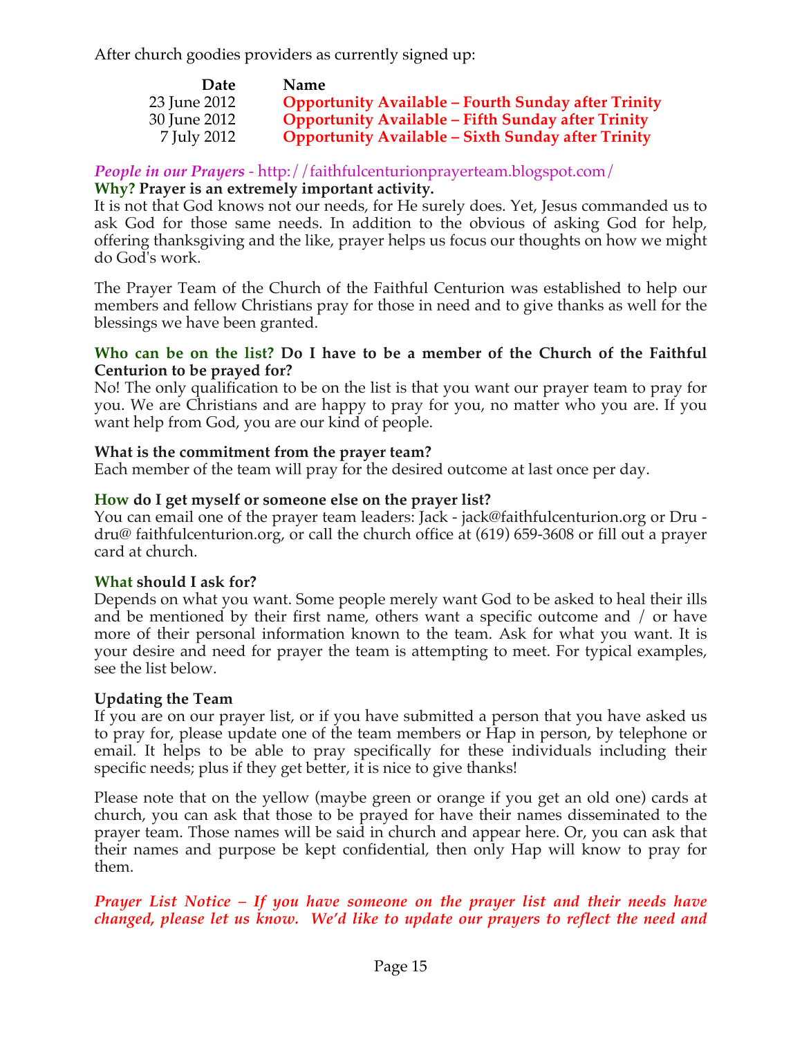After church goodies providers as currently signed up:

| Date | Name |
|---|---|
| 23 June 2012 | **Opportunity Available – Fourth Sunday after Trinity** |
| 30 June 2012 | **Opportunity Available – Fifth Sunday after Trinity** |
| 7 July 2012 | **Opportunity Available – Sixth Sunday after Trinity** |

***People in our Prayers*** - http://faithfulcenturionprayerteam.blogspot.com/

**Why? Prayer is an extremely important activity.**

It is not that God knows not our needs, for He surely does. Yet, Jesus commanded us to ask God for those same needs. In addition to the obvious of asking God for help, offering thanksgiving and the like, prayer helps us focus our thoughts on how we might do God's work.

The Prayer Team of the Church of the Faithful Centurion was established to help our members and fellow Christians pray for those in need and to give thanks as well for the blessings we have been granted.

**Who can be on the list? Do I have to be a member of the Church of the Faithful Centurion to be prayed for?**

No! The only qualification to be on the list is that you want our prayer team to pray for you. We are Christians and are happy to pray for you, no matter who you are. If you want help from God, you are our kind of people.

**What is the commitment from the prayer team?**

Each member of the team will pray for the desired outcome at last once per day.

**How do I get myself or someone else on the prayer list?**

You can email one of the prayer team leaders: Jack - jack@faithfulcenturion.org or Dru - dru@ faithfulcenturion.org, or call the church office at (619) 659-3608 or fill out a prayer card at church.

**What should I ask for?**

Depends on what you want. Some people merely want God to be asked to heal their ills and be mentioned by their first name, others want a specific outcome and / or have more of their personal information known to the team. Ask for what you want. It is your desire and need for prayer the team is attempting to meet. For typical examples, see the list below.

**Updating the Team**

If you are on our prayer list, or if you have submitted a person that you have asked us to pray for, please update one of the team members or Hap in person, by telephone or email. It helps to be able to pray specifically for these individuals including their specific needs; plus if they get better, it is nice to give thanks!

Please note that on the yellow (maybe green or orange if you get an old one) cards at church, you can ask that those to be prayed for have their names disseminated to the prayer team. Those names will be said in church and appear here. Or, you can ask that their names and purpose be kept confidential, then only Hap will know to pray for them.

***Prayer List Notice – If you have someone on the prayer list and their needs have changed, please let us know. We'd like to update our prayers to reflect the need and***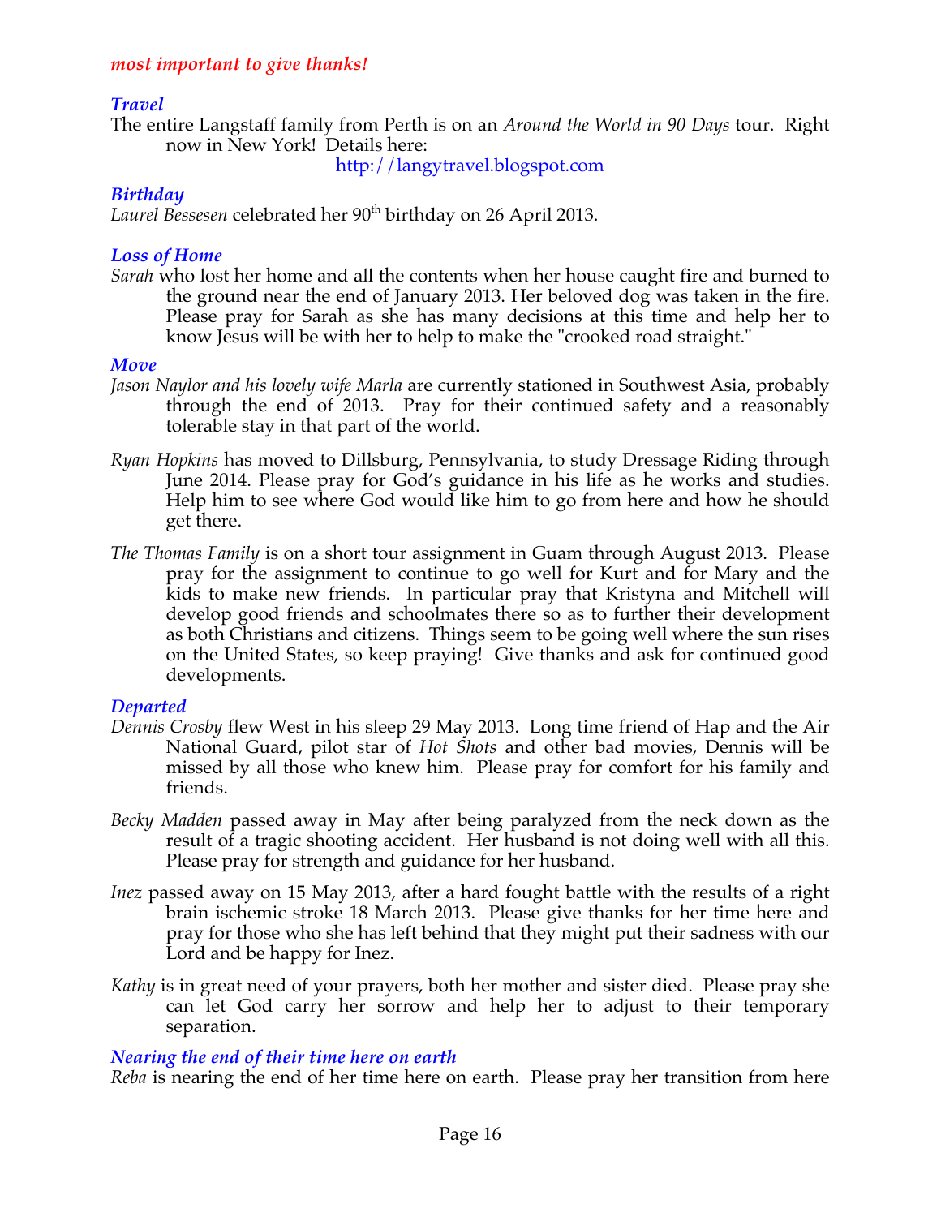***most important to give thanks!***

### *Travel*

The entire Langstaff family from Perth is on an *Around the World in 90 Days* tour. Right now in New York! Details here:

http://langytravel.blogspot.com

### *Birthday*

*Laurel Bessesen* celebrated her 90th birthday on 26 April 2013.

### *Loss of Home*

*Sarah* who lost her home and all the contents when her house caught fire and burned to the ground near the end of January 2013. Her beloved dog was taken in the fire. Please pray for Sarah as she has many decisions at this time and help her to know Jesus will be with her to help to make the "crooked road straight."

### *Move*

*Jason Naylor and his lovely wife Marla* are currently stationed in Southwest Asia, probably through the end of 2013. Pray for their continued safety and a reasonably tolerable stay in that part of the world.

*Ryan Hopkins* has moved to Dillsburg, Pennsylvania, to study Dressage Riding through June 2014. Please pray for God's guidance in his life as he works and studies. Help him to see where God would like him to go from here and how he should get there.

*The Thomas Family* is on a short tour assignment in Guam through August 2013. Please pray for the assignment to continue to go well for Kurt and for Mary and the kids to make new friends. In particular pray that Kristyna and Mitchell will develop good friends and schoolmates there so as to further their development as both Christians and citizens. Things seem to be going well where the sun rises on the United States, so keep praying! Give thanks and ask for continued good developments.

### *Departed*

*Dennis Crosby* flew West in his sleep 29 May 2013. Long time friend of Hap and the Air National Guard, pilot star of *Hot Shots* and other bad movies, Dennis will be missed by all those who knew him. Please pray for comfort for his family and friends.

*Becky Madden* passed away in May after being paralyzed from the neck down as the result of a tragic shooting accident. Her husband is not doing well with all this. Please pray for strength and guidance for her husband.

*Inez* passed away on 15 May 2013, after a hard fought battle with the results of a right brain ischemic stroke 18 March 2013. Please give thanks for her time here and pray for those who she has left behind that they might put their sadness with our Lord and be happy for Inez.

*Kathy* is in great need of your prayers, both her mother and sister died. Please pray she can let God carry her sorrow and help her to adjust to their temporary separation.

### *Nearing the end of their time here on earth*

*Reba* is nearing the end of her time here on earth. Please pray her transition from here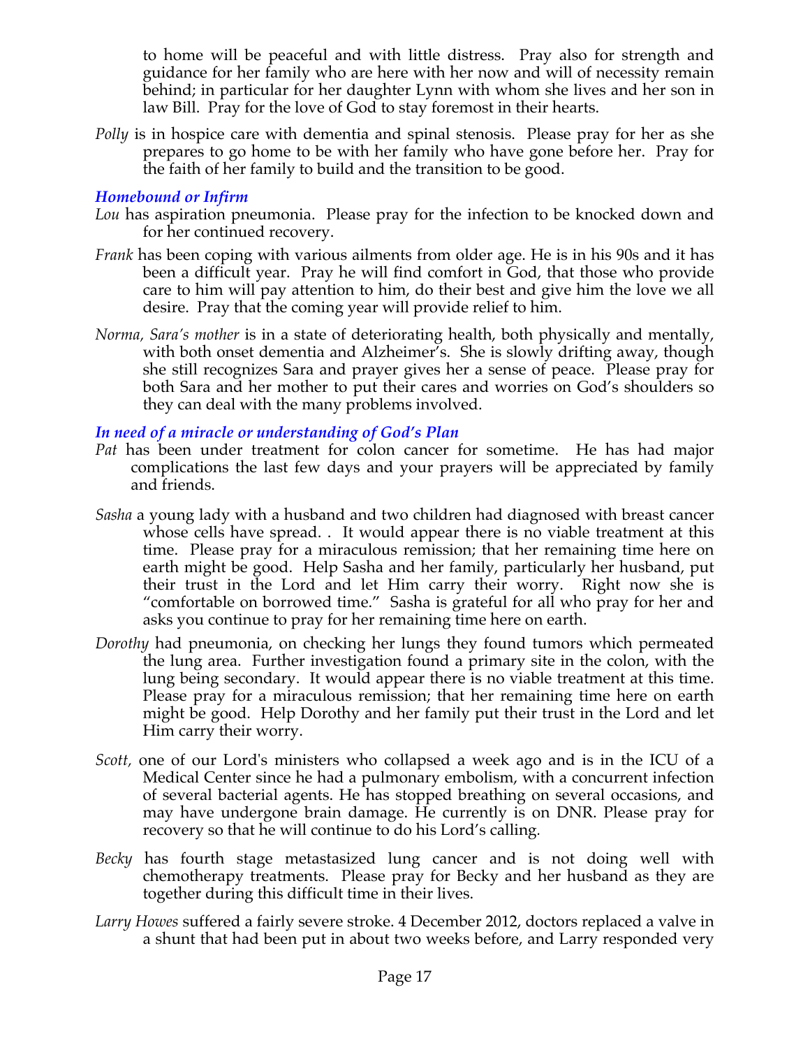to home will be peaceful and with little distress. Pray also for strength and guidance for her family who are here with her now and will of necessity remain behind; in particular for her daughter Lynn with whom she lives and her son in law Bill. Pray for the love of God to stay foremost in their hearts.

*Polly* is in hospice care with dementia and spinal stenosis. Please pray for her as she prepares to go home to be with her family who have gone before her. Pray for the faith of her family to build and the transition to be good.

### *Homebound or Infirm*

*Lou* has aspiration pneumonia. Please pray for the infection to be knocked down and for her continued recovery.

*Frank* has been coping with various ailments from older age. He is in his 90s and it has been a difficult year. Pray he will find comfort in God, that those who provide care to him will pay attention to him, do their best and give him the love we all desire. Pray that the coming year will provide relief to him.

*Norma, Sara's mother* is in a state of deteriorating health, both physically and mentally, with both onset dementia and Alzheimer's. She is slowly drifting away, though she still recognizes Sara and prayer gives her a sense of peace. Please pray for both Sara and her mother to put their cares and worries on God's shoulders so they can deal with the many problems involved.

### *In need of a miracle or understanding of God's Plan*

*Pat* has been under treatment for colon cancer for sometime. He has had major complications the last few days and your prayers will be appreciated by family and friends.

*Sasha* a young lady with a husband and two children had diagnosed with breast cancer whose cells have spread. . It would appear there is no viable treatment at this time. Please pray for a miraculous remission; that her remaining time here on earth might be good. Help Sasha and her family, particularly her husband, put their trust in the Lord and let Him carry their worry. Right now she is "comfortable on borrowed time." Sasha is grateful for all who pray for her and asks you continue to pray for her remaining time here on earth.

*Dorothy* had pneumonia, on checking her lungs they found tumors which permeated the lung area. Further investigation found a primary site in the colon, with the lung being secondary. It would appear there is no viable treatment at this time. Please pray for a miraculous remission; that her remaining time here on earth might be good. Help Dorothy and her family put their trust in the Lord and let Him carry their worry.

*Scott,* one of our Lord's ministers who collapsed a week ago and is in the ICU of a Medical Center since he had a pulmonary embolism, with a concurrent infection of several bacterial agents. He has stopped breathing on several occasions, and may have undergone brain damage. He currently is on DNR. Please pray for recovery so that he will continue to do his Lord's calling.

*Becky* has fourth stage metastasized lung cancer and is not doing well with chemotherapy treatments. Please pray for Becky and her husband as they are together during this difficult time in their lives.

*Larry Howes* suffered a fairly severe stroke. 4 December 2012, doctors replaced a valve in a shunt that had been put in about two weeks before, and Larry responded very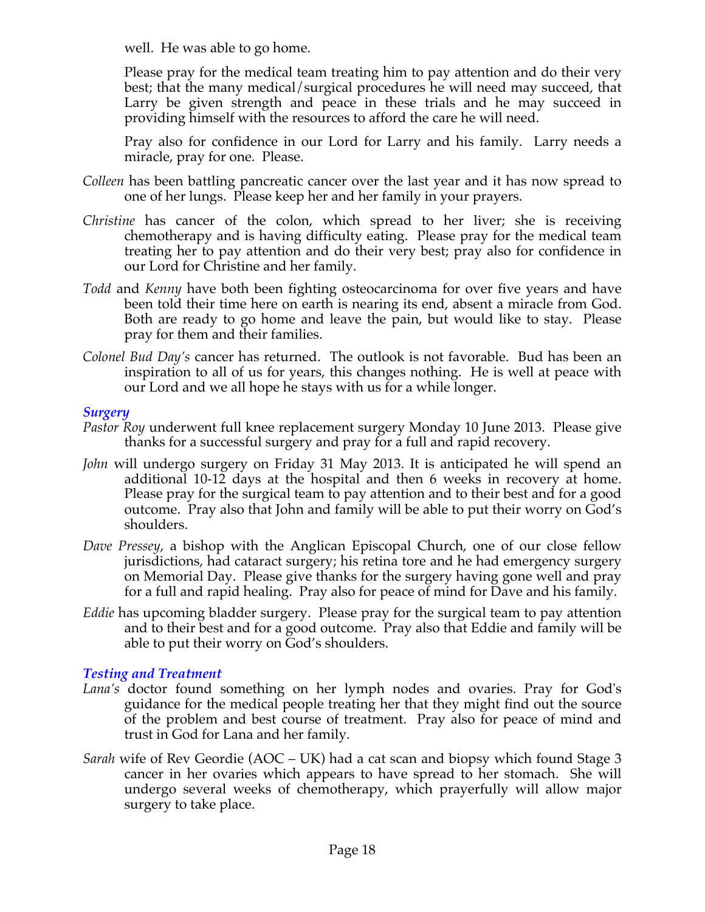well. He was able to go home.

Please pray for the medical team treating him to pay attention and do their very best; that the many medical/surgical procedures he will need may succeed, that Larry be given strength and peace in these trials and he may succeed in providing himself with the resources to afford the care he will need.

Pray also for confidence in our Lord for Larry and his family. Larry needs a miracle, pray for one. Please.

*Colleen* has been battling pancreatic cancer over the last year and it has now spread to one of her lungs. Please keep her and her family in your prayers.

*Christine* has cancer of the colon, which spread to her liver; she is receiving chemotherapy and is having difficulty eating. Please pray for the medical team treating her to pay attention and do their very best; pray also for confidence in our Lord for Christine and her family.

*Todd* and *Kenny* have both been fighting osteocarcinoma for over five years and have been told their time here on earth is nearing its end, absent a miracle from God. Both are ready to go home and leave the pain, but would like to stay. Please pray for them and their families.

*Colonel Bud Day's* cancer has returned. The outlook is not favorable. Bud has been an inspiration to all of us for years, this changes nothing. He is well at peace with our Lord and we all hope he stays with us for a while longer.

### *Surgery*

*Pastor Roy* underwent full knee replacement surgery Monday 10 June 2013. Please give thanks for a successful surgery and pray for a full and rapid recovery.

*John* will undergo surgery on Friday 31 May 2013. It is anticipated he will spend an additional 10-12 days at the hospital and then 6 weeks in recovery at home. Please pray for the surgical team to pay attention and to their best and for a good outcome. Pray also that John and family will be able to put their worry on God's shoulders.

*Dave Pressey*, a bishop with the Anglican Episcopal Church, one of our close fellow jurisdictions, had cataract surgery; his retina tore and he had emergency surgery on Memorial Day. Please give thanks for the surgery having gone well and pray for a full and rapid healing. Pray also for peace of mind for Dave and his family.

*Eddie* has upcoming bladder surgery. Please pray for the surgical team to pay attention and to their best and for a good outcome. Pray also that Eddie and family will be able to put their worry on God's shoulders.

### *Testing and Treatment*

*Lana's* doctor found something on her lymph nodes and ovaries. Pray for God's guidance for the medical people treating her that they might find out the source of the problem and best course of treatment. Pray also for peace of mind and trust in God for Lana and her family.

*Sarah* wife of Rev Geordie (AOC – UK) had a cat scan and biopsy which found Stage 3 cancer in her ovaries which appears to have spread to her stomach. She will undergo several weeks of chemotherapy, which prayerfully will allow major surgery to take place.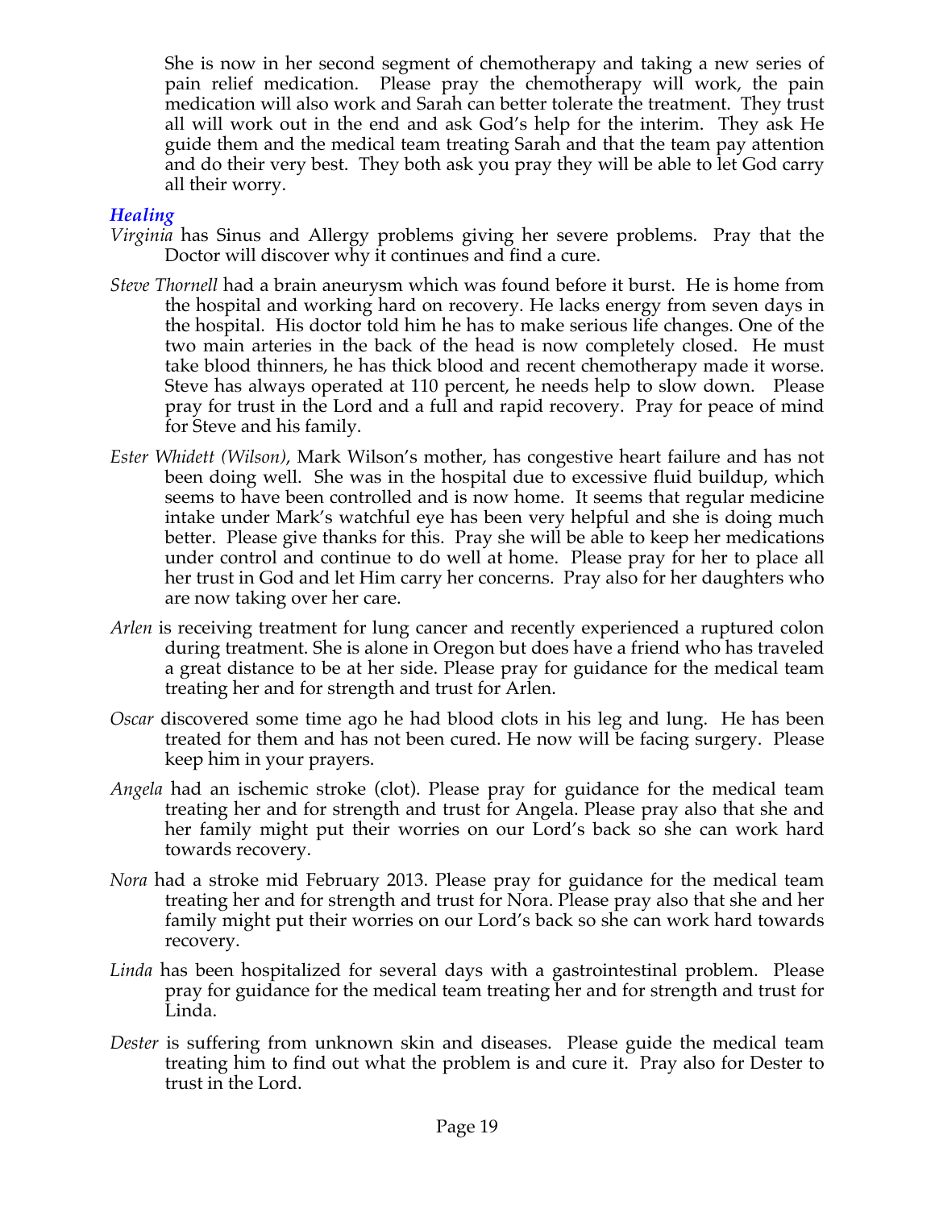She is now in her second segment of chemotherapy and taking a new series of pain relief medication. Please pray the chemotherapy will work, the pain medication will also work and Sarah can better tolerate the treatment. They trust all will work out in the end and ask God's help for the interim. They ask He guide them and the medical team treating Sarah and that the team pay attention and do their very best. They both ask you pray they will be able to let God carry all their worry.

### *Healing*

*Virginia* has Sinus and Allergy problems giving her severe problems. Pray that the Doctor will discover why it continues and find a cure.

*Steve Thornell* had a brain aneurysm which was found before it burst. He is home from the hospital and working hard on recovery. He lacks energy from seven days in the hospital. His doctor told him he has to make serious life changes. One of the two main arteries in the back of the head is now completely closed. He must take blood thinners, he has thick blood and recent chemotherapy made it worse. Steve has always operated at 110 percent, he needs help to slow down. Please pray for trust in the Lord and a full and rapid recovery. Pray for peace of mind for Steve and his family.

*Ester Whidett (Wilson)*, Mark Wilson's mother, has congestive heart failure and has not been doing well. She was in the hospital due to excessive fluid buildup, which seems to have been controlled and is now home. It seems that regular medicine intake under Mark's watchful eye has been very helpful and she is doing much better. Please give thanks for this. Pray she will be able to keep her medications under control and continue to do well at home. Please pray for her to place all her trust in God and let Him carry her concerns. Pray also for her daughters who are now taking over her care.

*Arlen* is receiving treatment for lung cancer and recently experienced a ruptured colon during treatment. She is alone in Oregon but does have a friend who has traveled a great distance to be at her side. Please pray for guidance for the medical team treating her and for strength and trust for Arlen.

*Oscar* discovered some time ago he had blood clots in his leg and lung. He has been treated for them and has not been cured. He now will be facing surgery. Please keep him in your prayers.

*Angela* had an ischemic stroke (clot). Please pray for guidance for the medical team treating her and for strength and trust for Angela. Please pray also that she and her family might put their worries on our Lord's back so she can work hard towards recovery.

*Nora* had a stroke mid February 2013. Please pray for guidance for the medical team treating her and for strength and trust for Nora. Please pray also that she and her family might put their worries on our Lord's back so she can work hard towards recovery.

*Linda* has been hospitalized for several days with a gastrointestinal problem. Please pray for guidance for the medical team treating her and for strength and trust for Linda.

*Dester* is suffering from unknown skin and diseases. Please guide the medical team treating him to find out what the problem is and cure it. Pray also for Dester to trust in the Lord.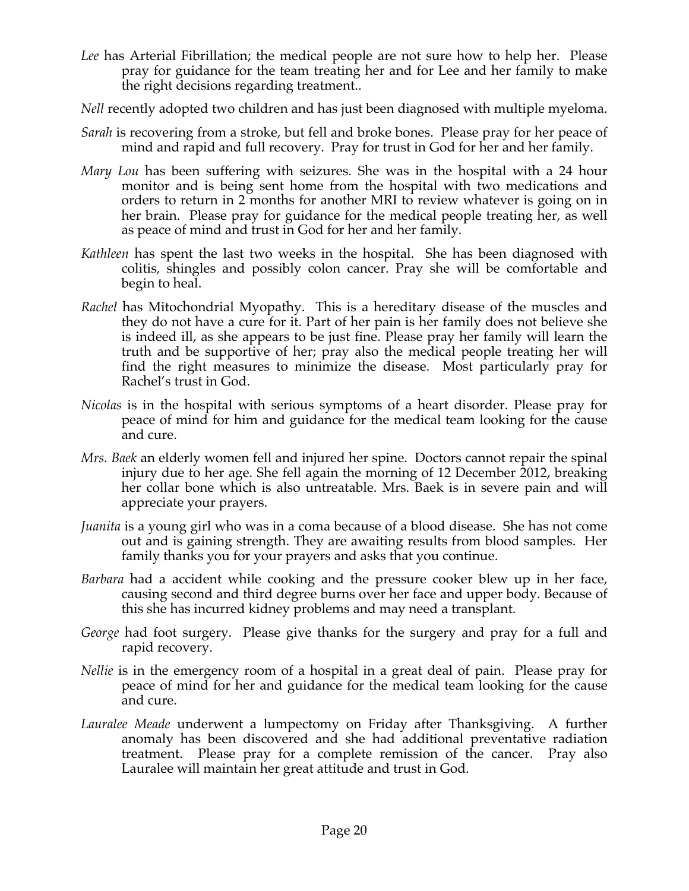*Lee* has Arterial Fibrillation; the medical people are not sure how to help her. Please pray for guidance for the team treating her and for Lee and her family to make the right decisions regarding treatment..

*Nell* recently adopted two children and has just been diagnosed with multiple myeloma.

*Sarah* is recovering from a stroke, but fell and broke bones. Please pray for her peace of mind and rapid and full recovery. Pray for trust in God for her and her family.

*Mary Lou* has been suffering with seizures. She was in the hospital with a 24 hour monitor and is being sent home from the hospital with two medications and orders to return in 2 months for another MRI to review whatever is going on in her brain. Please pray for guidance for the medical people treating her, as well as peace of mind and trust in God for her and her family.

*Kathleen* has spent the last two weeks in the hospital. She has been diagnosed with colitis, shingles and possibly colon cancer. Pray she will be comfortable and begin to heal.

*Rachel* has Mitochondrial Myopathy. This is a hereditary disease of the muscles and they do not have a cure for it. Part of her pain is her family does not believe she is indeed ill, as she appears to be just fine. Please pray her family will learn the truth and be supportive of her; pray also the medical people treating her will find the right measures to minimize the disease. Most particularly pray for Rachel's trust in God.

*Nicolas* is in the hospital with serious symptoms of a heart disorder. Please pray for peace of mind for him and guidance for the medical team looking for the cause and cure.

*Mrs. Baek* an elderly women fell and injured her spine. Doctors cannot repair the spinal injury due to her age. She fell again the morning of 12 December 2012, breaking her collar bone which is also untreatable. Mrs. Baek is in severe pain and will appreciate your prayers.

*Juanita* is a young girl who was in a coma because of a blood disease. She has not come out and is gaining strength. They are awaiting results from blood samples. Her family thanks you for your prayers and asks that you continue.

*Barbara* had a accident while cooking and the pressure cooker blew up in her face, causing second and third degree burns over her face and upper body. Because of this she has incurred kidney problems and may need a transplant.

*George* had foot surgery. Please give thanks for the surgery and pray for a full and rapid recovery.

*Nellie* is in the emergency room of a hospital in a great deal of pain. Please pray for peace of mind for her and guidance for the medical team looking for the cause and cure.

*Lauralee Meade* underwent a lumpectomy on Friday after Thanksgiving. A further anomaly has been discovered and she had additional preventative radiation treatment. Please pray for a complete remission of the cancer. Pray also Lauralee will maintain her great attitude and trust in God.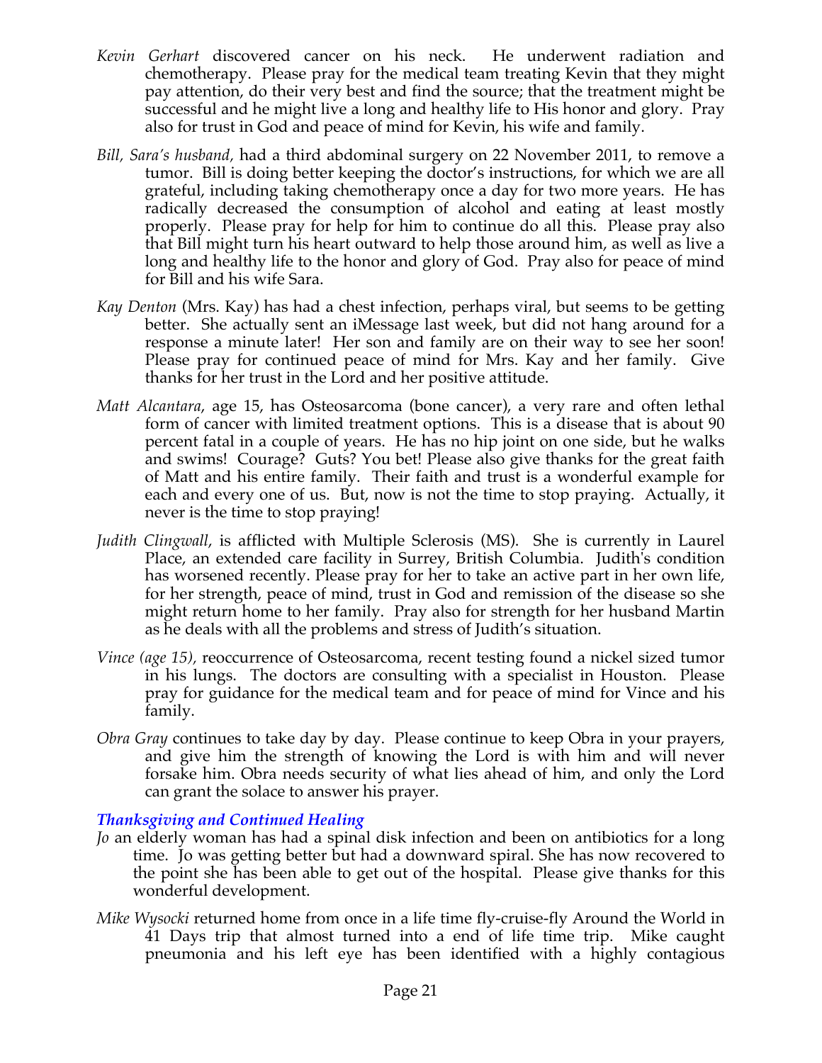*Kevin Gerhart* discovered cancer on his neck. He underwent radiation and chemotherapy. Please pray for the medical team treating Kevin that they might pay attention, do their very best and find the source; that the treatment might be successful and he might live a long and healthy life to His honor and glory. Pray also for trust in God and peace of mind for Kevin, his wife and family.

*Bill, Sara's husband,* had a third abdominal surgery on 22 November 2011, to remove a tumor. Bill is doing better keeping the doctor's instructions, for which we are all grateful, including taking chemotherapy once a day for two more years. He has radically decreased the consumption of alcohol and eating at least mostly properly. Please pray for help for him to continue do all this. Please pray also that Bill might turn his heart outward to help those around him, as well as live a long and healthy life to the honor and glory of God. Pray also for peace of mind for Bill and his wife Sara.

*Kay Denton* (Mrs. Kay) has had a chest infection, perhaps viral, but seems to be getting better. She actually sent an iMessage last week, but did not hang around for a response a minute later! Her son and family are on their way to see her soon! Please pray for continued peace of mind for Mrs. Kay and her family. Give thanks for her trust in the Lord and her positive attitude.

*Matt Alcantara*, age 15, has Osteosarcoma (bone cancer), a very rare and often lethal form of cancer with limited treatment options. This is a disease that is about 90 percent fatal in a couple of years. He has no hip joint on one side, but he walks and swims! Courage? Guts? You bet! Please also give thanks for the great faith of Matt and his entire family. Their faith and trust is a wonderful example for each and every one of us. But, now is not the time to stop praying. Actually, it never is the time to stop praying!

*Judith Clingwall*, is afflicted with Multiple Sclerosis (MS). She is currently in Laurel Place, an extended care facility in Surrey, British Columbia. Judith's condition has worsened recently. Please pray for her to take an active part in her own life, for her strength, peace of mind, trust in God and remission of the disease so she might return home to her family. Pray also for strength for her husband Martin as he deals with all the problems and stress of Judith's situation.

*Vince (age 15),* reoccurrence of Osteosarcoma, recent testing found a nickel sized tumor in his lungs. The doctors are consulting with a specialist in Houston. Please pray for guidance for the medical team and for peace of mind for Vince and his family.

*Obra Gray* continues to take day by day. Please continue to keep Obra in your prayers, and give him the strength of knowing the Lord is with him and will never forsake him. Obra needs security of what lies ahead of him, and only the Lord can grant the solace to answer his prayer.

### *Thanksgiving and Continued Healing*

*Jo* an elderly woman has had a spinal disk infection and been on antibiotics for a long time. Jo was getting better but had a downward spiral. She has now recovered to the point she has been able to get out of the hospital. Please give thanks for this wonderful development.

*Mike Wysocki* returned home from once in a life time fly-cruise-fly Around the World in 41 Days trip that almost turned into a end of life time trip. Mike caught pneumonia and his left eye has been identified with a highly contagious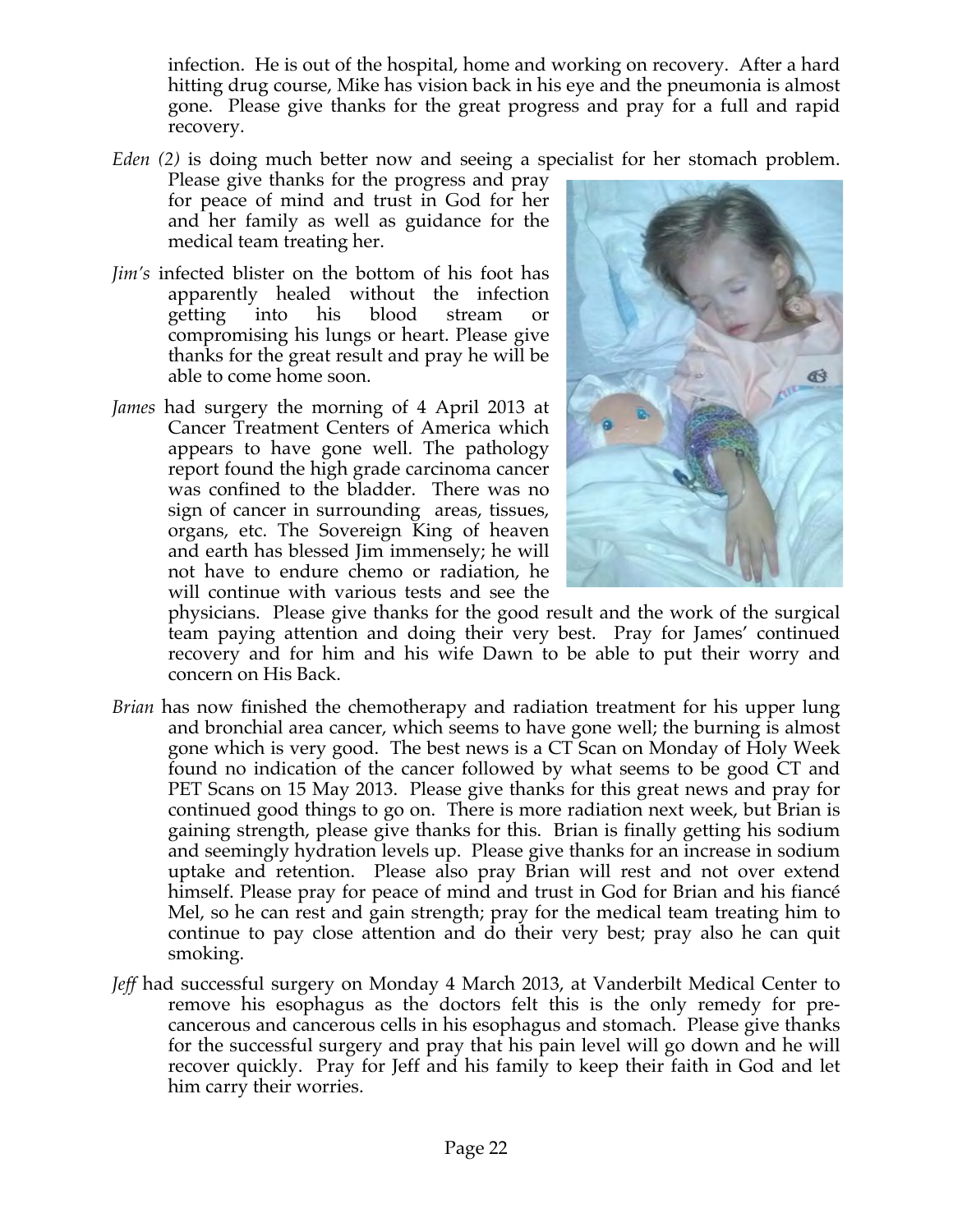infection. He is out of the hospital, home and working on recovery. After a hard hitting drug course, Mike has vision back in his eye and the pneumonia is almost gone. Please give thanks for the great progress and pray for a full and rapid recovery.

*Eden (2)* is doing much better now and seeing a specialist for her stomach problem. Please give thanks for the progress and pray for peace of mind and trust in God for her and her family as well as guidance for the medical team treating her.

*Jim's* infected blister on the bottom of his foot has apparently healed without the infection getting into his blood stream or compromising his lungs or heart. Please give thanks for the great result and pray he will be able to come home soon.

*James* had surgery the morning of 4 April 2013 at Cancer Treatment Centers of America which appears to have gone well. The pathology report found the high grade carcinoma cancer was confined to the bladder. There was no sign of cancer in surrounding areas, tissues, organs, etc. The Sovereign King of heaven and earth has blessed Jim immensely; he will not have to endure chemo or radiation, he will continue with various tests and see the physicians. Please give thanks for the good result and the work of the surgical team paying attention and doing their very best. Pray for James' continued recovery and for him and his wife Dawn to be able to put their worry and concern on His Back.

*Brian* has now finished the chemotherapy and radiation treatment for his upper lung and bronchial area cancer, which seems to have gone well; the burning is almost gone which is very good. The best news is a CT Scan on Monday of Holy Week found no indication of the cancer followed by what seems to be good CT and PET Scans on 15 May 2013. Please give thanks for this great news and pray for continued good things to go on. There is more radiation next week, but Brian is gaining strength, please give thanks for this. Brian is finally getting his sodium and seemingly hydration levels up. Please give thanks for an increase in sodium uptake and retention. Please also pray Brian will rest and not over extend himself. Please pray for peace of mind and trust in God for Brian and his fiancé Mel, so he can rest and gain strength; pray for the medical team treating him to continue to pay close attention and do their very best; pray also he can quit smoking.

*Jeff* had successful surgery on Monday 4 March 2013, at Vanderbilt Medical Center to remove his esophagus as the doctors felt this is the only remedy for pre-cancerous and cancerous cells in his esophagus and stomach. Please give thanks for the successful surgery and pray that his pain level will go down and he will recover quickly. Pray for Jeff and his family to keep their faith in God and let him carry their worries.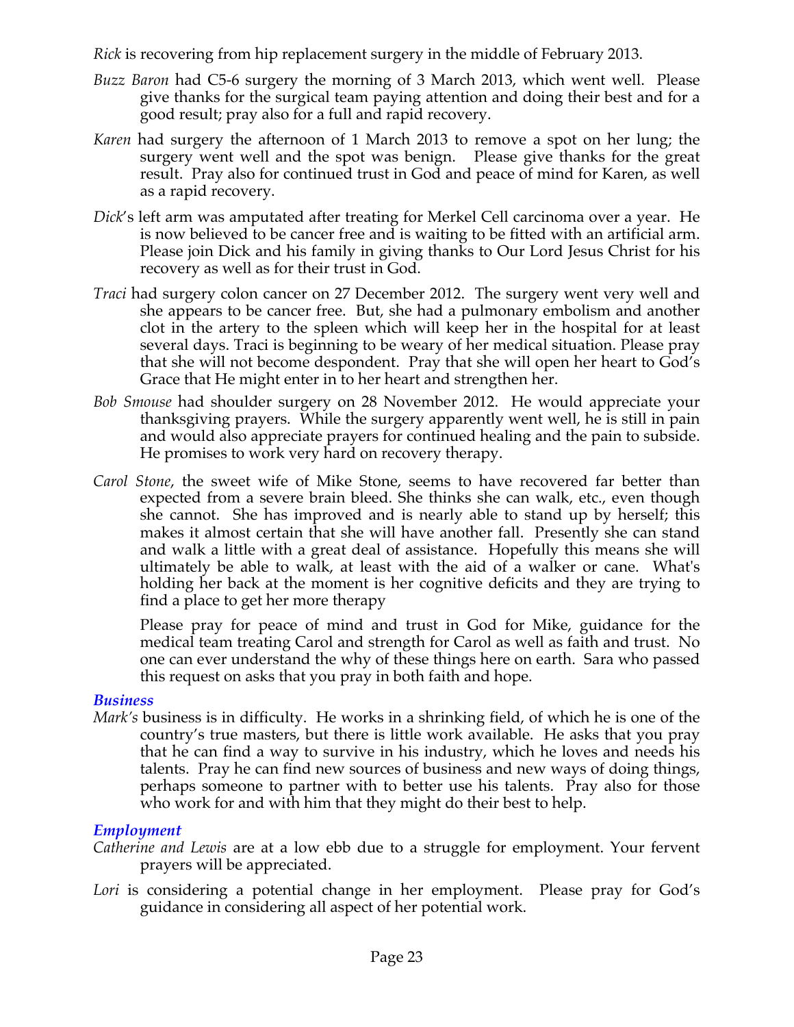*Rick* is recovering from hip replacement surgery in the middle of February 2013.

*Buzz Baron* had C5-6 surgery the morning of 3 March 2013, which went well. Please give thanks for the surgical team paying attention and doing their best and for a good result; pray also for a full and rapid recovery.

*Karen* had surgery the afternoon of 1 March 2013 to remove a spot on her lung; the surgery went well and the spot was benign. Please give thanks for the great result. Pray also for continued trust in God and peace of mind for Karen, as well as a rapid recovery.

*Dick*'s left arm was amputated after treating for Merkel Cell carcinoma over a year. He is now believed to be cancer free and is waiting to be fitted with an artificial arm. Please join Dick and his family in giving thanks to Our Lord Jesus Christ for his recovery as well as for their trust in God.

*Traci* had surgery colon cancer on 27 December 2012. The surgery went very well and she appears to be cancer free. But, she had a pulmonary embolism and another clot in the artery to the spleen which will keep her in the hospital for at least several days. Traci is beginning to be weary of her medical situation. Please pray that she will not become despondent. Pray that she will open her heart to God's Grace that He might enter in to her heart and strengthen her.

*Bob Smouse* had shoulder surgery on 28 November 2012. He would appreciate your thanksgiving prayers. While the surgery apparently went well, he is still in pain and would also appreciate prayers for continued healing and the pain to subside. He promises to work very hard on recovery therapy.

*Carol Stone*, the sweet wife of Mike Stone, seems to have recovered far better than expected from a severe brain bleed. She thinks she can walk, etc., even though she cannot. She has improved and is nearly able to stand up by herself; this makes it almost certain that she will have another fall. Presently she can stand and walk a little with a great deal of assistance. Hopefully this means she will ultimately be able to walk, at least with the aid of a walker or cane. What's holding her back at the moment is her cognitive deficits and they are trying to find a place to get her more therapy

Please pray for peace of mind and trust in God for Mike, guidance for the medical team treating Carol and strength for Carol as well as faith and trust. No one can ever understand the why of these things here on earth. Sara who passed this request on asks that you pray in both faith and hope.

### *Business*

*Mark's* business is in difficulty. He works in a shrinking field, of which he is one of the country's true masters, but there is little work available. He asks that you pray that he can find a way to survive in his industry, which he loves and needs his talents. Pray he can find new sources of business and new ways of doing things, perhaps someone to partner with to better use his talents. Pray also for those who work for and with him that they might do their best to help.

### *Employment*

*Catherine and Lewis* are at a low ebb due to a struggle for employment. Your fervent prayers will be appreciated.

*Lori* is considering a potential change in her employment. Please pray for God's guidance in considering all aspect of her potential work.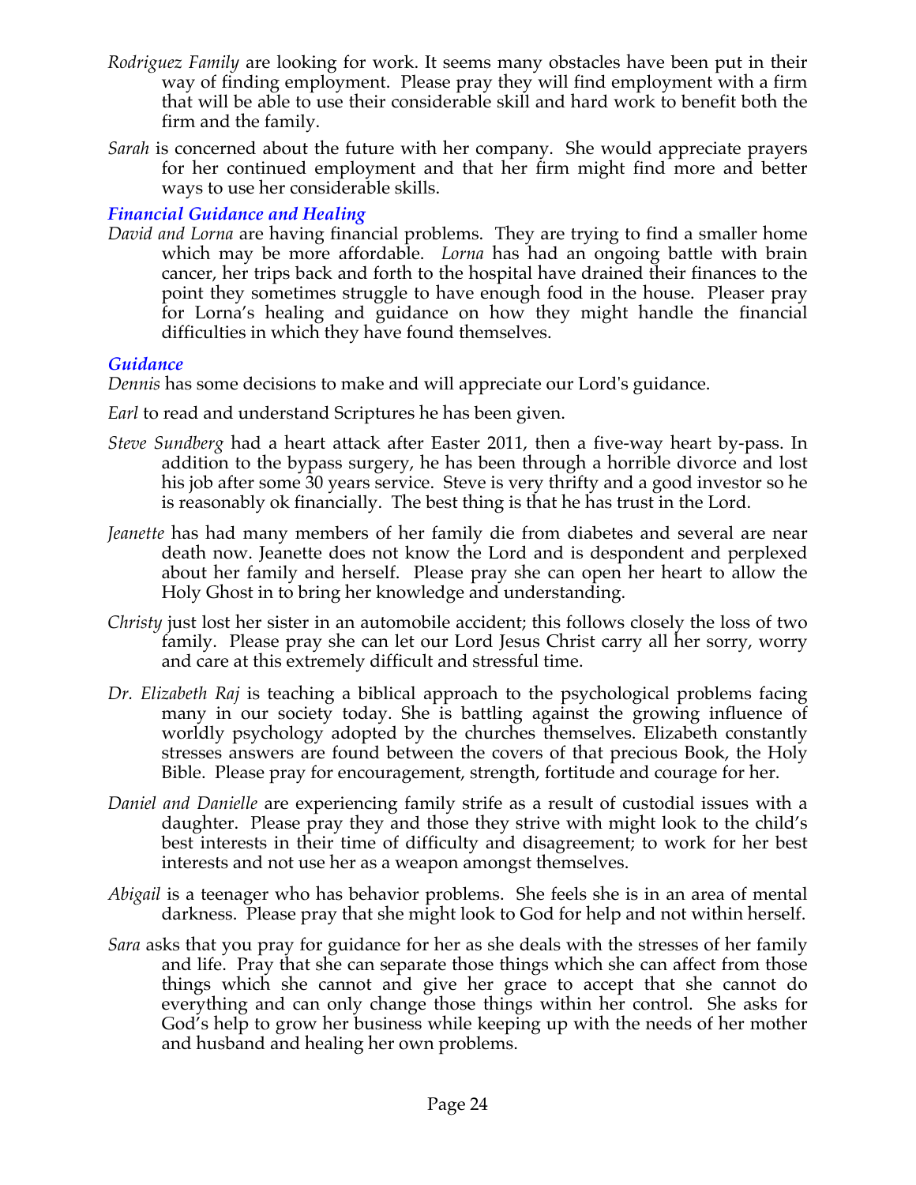*Rodriguez Family* are looking for work. It seems many obstacles have been put in their way of finding employment. Please pray they will find employment with a firm that will be able to use their considerable skill and hard work to benefit both the firm and the family.

*Sarah* is concerned about the future with her company. She would appreciate prayers for her continued employment and that her firm might find more and better ways to use her considerable skills.

### *Financial Guidance and Healing*

*David and Lorna* are having financial problems. They are trying to find a smaller home which may be more affordable. *Lorna* has had an ongoing battle with brain cancer, her trips back and forth to the hospital have drained their finances to the point they sometimes struggle to have enough food in the house. Pleaser pray for Lorna's healing and guidance on how they might handle the financial difficulties in which they have found themselves.

### *Guidance*

*Dennis* has some decisions to make and will appreciate our Lord's guidance.

*Earl* to read and understand Scriptures he has been given.

*Steve Sundberg* had a heart attack after Easter 2011, then a five-way heart by-pass. In addition to the bypass surgery, he has been through a horrible divorce and lost his job after some 30 years service. Steve is very thrifty and a good investor so he is reasonably ok financially. The best thing is that he has trust in the Lord.

*Jeanette* has had many members of her family die from diabetes and several are near death now. Jeanette does not know the Lord and is despondent and perplexed about her family and herself. Please pray she can open her heart to allow the Holy Ghost in to bring her knowledge and understanding.

*Christy* just lost her sister in an automobile accident; this follows closely the loss of two family. Please pray she can let our Lord Jesus Christ carry all her sorry, worry and care at this extremely difficult and stressful time.

*Dr. Elizabeth Raj* is teaching a biblical approach to the psychological problems facing many in our society today. She is battling against the growing influence of worldly psychology adopted by the churches themselves. Elizabeth constantly stresses answers are found between the covers of that precious Book, the Holy Bible. Please pray for encouragement, strength, fortitude and courage for her.

*Daniel and Danielle* are experiencing family strife as a result of custodial issues with a daughter. Please pray they and those they strive with might look to the child's best interests in their time of difficulty and disagreement; to work for her best interests and not use her as a weapon amongst themselves.

*Abigail* is a teenager who has behavior problems. She feels she is in an area of mental darkness. Please pray that she might look to God for help and not within herself.

*Sara* asks that you pray for guidance for her as she deals with the stresses of her family and life. Pray that she can separate those things which she can affect from those things which she cannot and give her grace to accept that she cannot do everything and can only change those things within her control. She asks for God's help to grow her business while keeping up with the needs of her mother and husband and healing her own problems.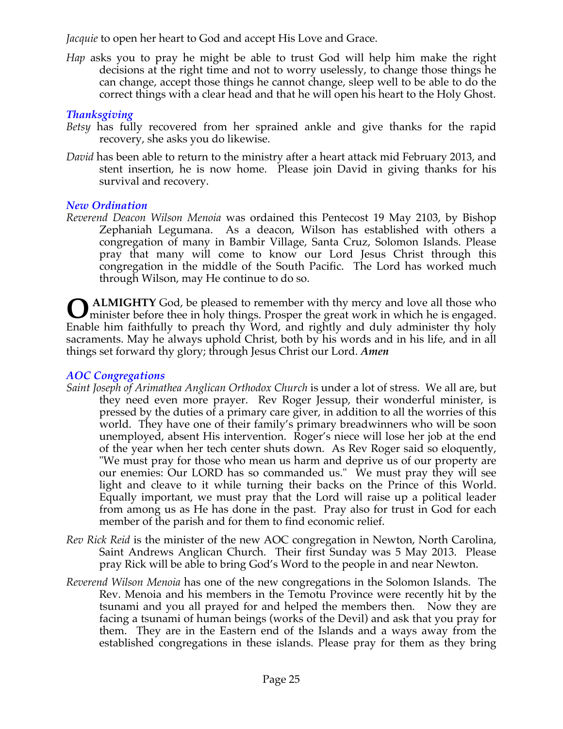*Jacquie* to open her heart to God and accept His Love and Grace.

*Hap* asks you to pray he might be able to trust God will help him make the right decisions at the right time and not to worry uselessly, to change those things he can change, accept those things he cannot change, sleep well to be able to do the correct things with a clear head and that he will open his heart to the Holy Ghost.

### *Thanksgiving*

*Betsy* has fully recovered from her sprained ankle and give thanks for the rapid recovery, she asks you do likewise.

*David* has been able to return to the ministry after a heart attack mid February 2013, and stent insertion, he is now home. Please join David in giving thanks for his survival and recovery.

### *New Ordination*

*Reverend Deacon Wilson Menoia* was ordained this Pentecost 19 May 2103, by Bishop Zephaniah Legumana. As a deacon, Wilson has established with others a congregation of many in Bambir Village, Santa Cruz, Solomon Islands. Please pray that many will come to know our Lord Jesus Christ through this congregation in the middle of the South Pacific. The Lord has worked much through Wilson, may He continue to do so.

**O ALMIGHTY** God, be pleased to remember with thy mercy and love all those who minister before thee in holy things. Prosper the great work in which he is engaged. Enable him faithfully to preach thy Word, and rightly and duly administer thy holy sacraments. May he always uphold Christ, both by his words and in his life, and in all things set forward thy glory; through Jesus Christ our Lord. ***Amen***

### *AOC Congregations*

*Saint Joseph of Arimathea Anglican Orthodox Church* is under a lot of stress. We all are, but they need even more prayer. Rev Roger Jessup, their wonderful minister, is pressed by the duties of a primary care giver, in addition to all the worries of this world. They have one of their family's primary breadwinners who will be soon unemployed, absent His intervention. Roger's niece will lose her job at the end of the year when her tech center shuts down. As Rev Roger said so eloquently, "We must pray for those who mean us harm and deprive us of our property are our enemies: Our LORD has so commanded us." We must pray they will see light and cleave to it while turning their backs on the Prince of this World. Equally important, we must pray that the Lord will raise up a political leader from among us as He has done in the past. Pray also for trust in God for each member of the parish and for them to find economic relief.

*Rev Rick Reid* is the minister of the new AOC congregation in Newton, North Carolina, Saint Andrews Anglican Church. Their first Sunday was 5 May 2013. Please pray Rick will be able to bring God's Word to the people in and near Newton.

*Reverend Wilson Menoia* has one of the new congregations in the Solomon Islands. The Rev. Menoia and his members in the Temotu Province were recently hit by the tsunami and you all prayed for and helped the members then. Now they are facing a tsunami of human beings (works of the Devil) and ask that you pray for them. They are in the Eastern end of the Islands and a ways away from the established congregations in these islands. Please pray for them as they bring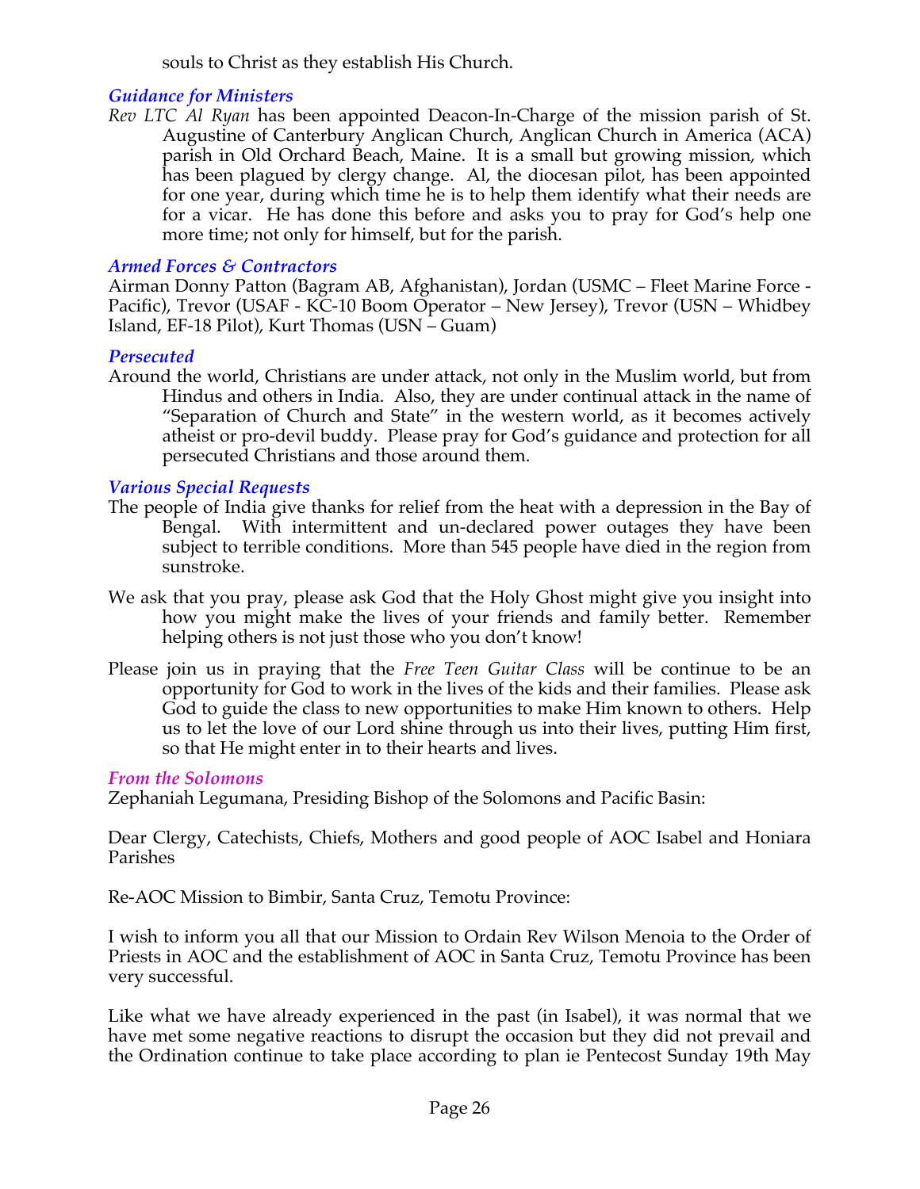souls to Christ as they establish His Church.

### *Guidance for Ministers*

*Rev LTC Al Ryan* has been appointed Deacon-In-Charge of the mission parish of St. Augustine of Canterbury Anglican Church, Anglican Church in America (ACA) parish in Old Orchard Beach, Maine. It is a small but growing mission, which has been plagued by clergy change. Al, the diocesan pilot, has been appointed for one year, during which time he is to help them identify what their needs are for a vicar. He has done this before and asks you to pray for God's help one more time; not only for himself, but for the parish.

### *Armed Forces & Contractors*

Airman Donny Patton (Bagram AB, Afghanistan), Jordan (USMC – Fleet Marine Force - Pacific), Trevor (USAF - KC-10 Boom Operator – New Jersey), Trevor (USN – Whidbey Island, EF-18 Pilot), Kurt Thomas (USN – Guam)

### *Persecuted*

Around the world, Christians are under attack, not only in the Muslim world, but from Hindus and others in India. Also, they are under continual attack in the name of "Separation of Church and State" in the western world, as it becomes actively atheist or pro-devil buddy. Please pray for God's guidance and protection for all persecuted Christians and those around them.

### *Various Special Requests*

The people of India give thanks for relief from the heat with a depression in the Bay of Bengal. With intermittent and un-declared power outages they have been subject to terrible conditions. More than 545 people have died in the region from sunstroke.

We ask that you pray, please ask God that the Holy Ghost might give you insight into how you might make the lives of your friends and family better. Remember helping others is not just those who you don't know!

Please join us in praying that the *Free Teen Guitar Class* will be continue to be an opportunity for God to work in the lives of the kids and their families. Please ask God to guide the class to new opportunities to make Him known to others. Help us to let the love of our Lord shine through us into their lives, putting Him first, so that He might enter in to their hearts and lives.

### *From the Solomons*

Zephaniah Legumana, Presiding Bishop of the Solomons and Pacific Basin:

Dear Clergy, Catechists, Chiefs, Mothers and good people of AOC Isabel and Honiara Parishes

Re-AOC Mission to Bimbir, Santa Cruz, Temotu Province:

I wish to inform you all that our Mission to Ordain Rev Wilson Menoia to the Order of Priests in AOC and the establishment of AOC in Santa Cruz, Temotu Province has been very successful.

Like what we have already experienced in the past (in Isabel), it was normal that we have met some negative reactions to disrupt the occasion but they did not prevail and the Ordination continue to take place according to plan ie Pentecost Sunday 19th May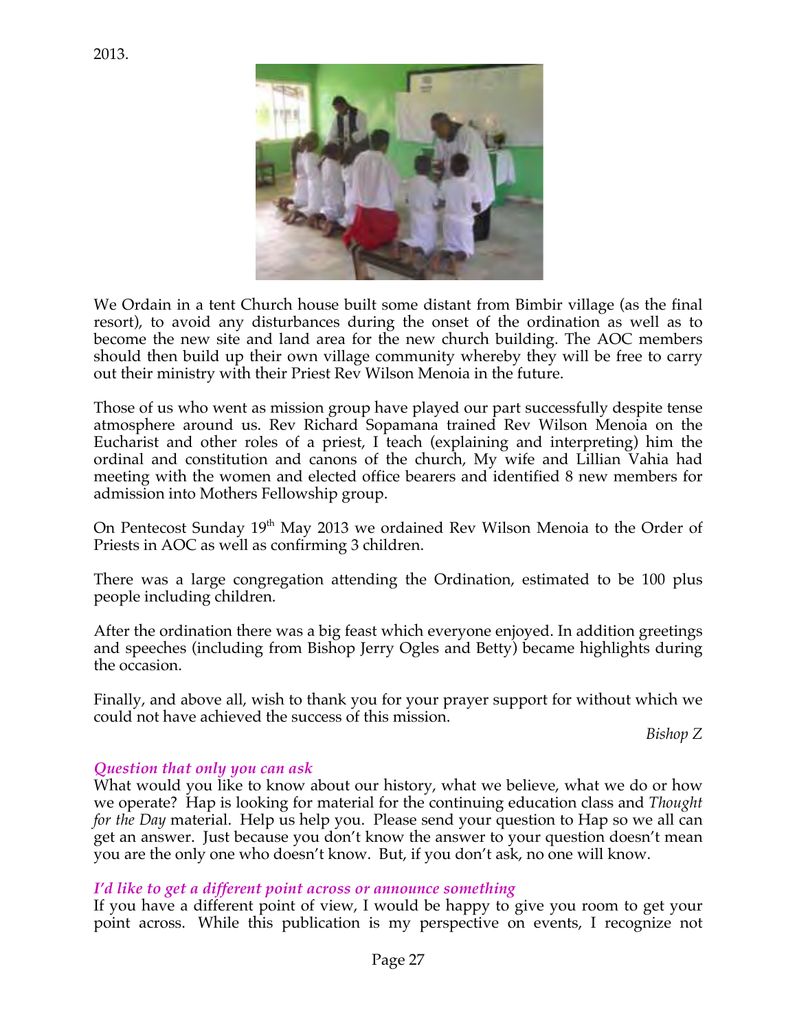2013.

We Ordain in a tent Church house built some distant from Bimbir village (as the final resort), to avoid any disturbances during the onset of the ordination as well as to become the new site and land area for the new church building. The AOC members should then build up their own village community whereby they will be free to carry out their ministry with their Priest Rev Wilson Menoia in the future.

Those of us who went as mission group have played our part successfully despite tense atmosphere around us. Rev Richard Sopamana trained Rev Wilson Menoia on the Eucharist and other roles of a priest, I teach (explaining and interpreting) him the ordinal and constitution and canons of the church, My wife and Lillian Vahia had meeting with the women and elected office bearers and identified 8 new members for admission into Mothers Fellowship group.

On Pentecost Sunday 19th May 2013 we ordained Rev Wilson Menoia to the Order of Priests in AOC as well as confirming 3 children.

There was a large congregation attending the Ordination, estimated to be 100 plus people including children.

After the ordination there was a big feast which everyone enjoyed. In addition greetings and speeches (including from Bishop Jerry Ogles and Betty) became highlights during the occasion.

Finally, and above all, wish to thank you for your prayer support for without which we could not have achieved the success of this mission.

*Bishop Z*

### *Question that only you can ask*

What would you like to know about our history, what we believe, what we do or how we operate? Hap is looking for material for the continuing education class and *Thought for the Day* material. Help us help you. Please send your question to Hap so we all can get an answer. Just because you don't know the answer to your question doesn't mean you are the only one who doesn't know. But, if you don't ask, no one will know.

### *I'd like to get a different point across or announce something*

If you have a different point of view, I would be happy to give you room to get your point across. While this publication is my perspective on events, I recognize not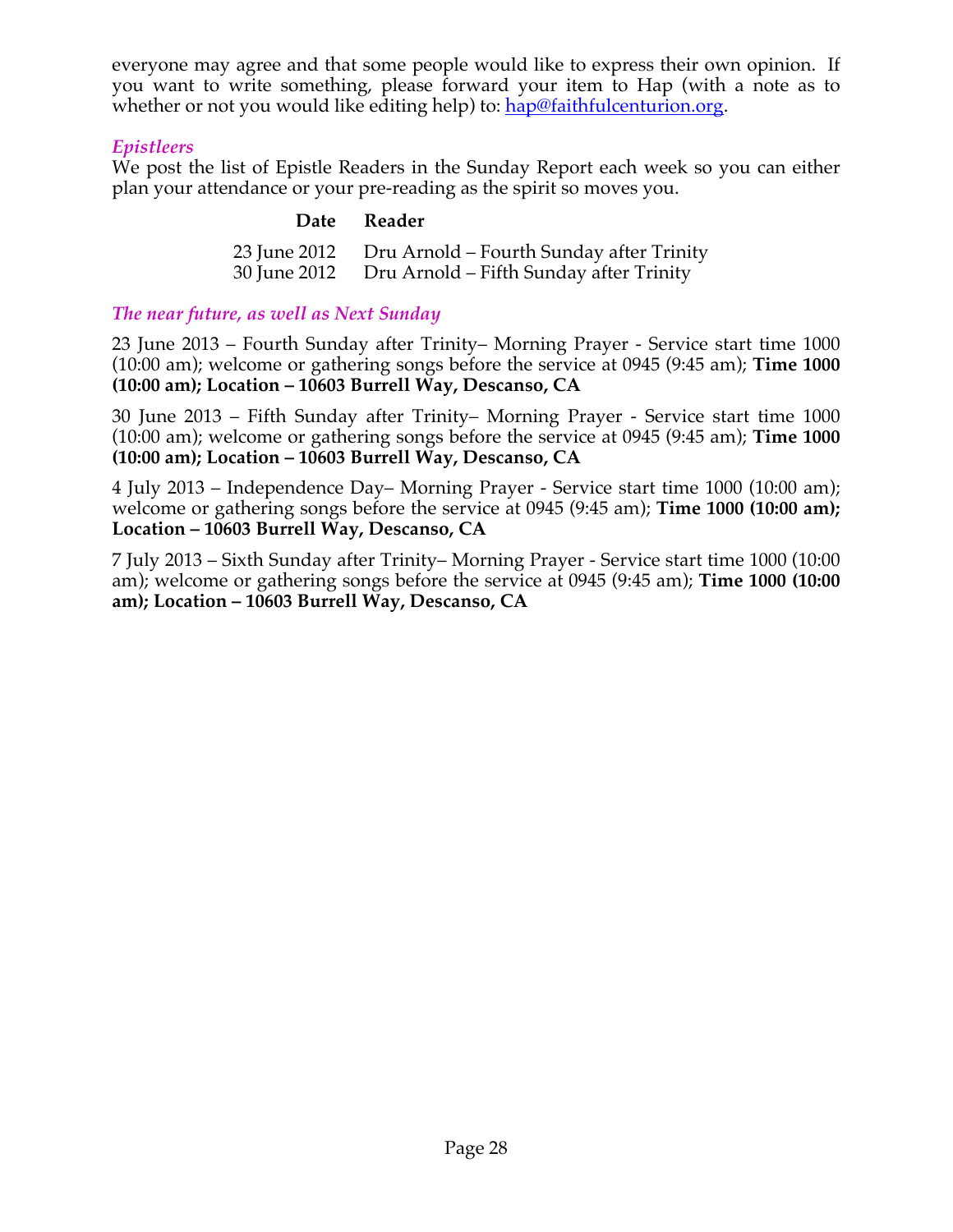everyone may agree and that some people would like to express their own opinion. If you want to write something, please forward your item to Hap (with a note as to whether or not you would like editing help) to: hap@faithfulcenturion.org.

### *Epistleers*

We post the list of Epistle Readers in the Sunday Report each week so you can either plan your attendance or your pre-reading as the spirit so moves you.

| Date | Reader |
|---|---|
| 23 June 2012 | Dru Arnold – Fourth Sunday after Trinity |
| 30 June 2012 | Dru Arnold – Fifth Sunday after Trinity |

### *The near future, as well as Next Sunday*

23 June 2013 – Fourth Sunday after Trinity– Morning Prayer - Service start time 1000 (10:00 am); welcome or gathering songs before the service at 0945 (9:45 am); **Time 1000 (10:00 am); Location – 10603 Burrell Way, Descanso, CA**

30 June 2013 – Fifth Sunday after Trinity– Morning Prayer - Service start time 1000 (10:00 am); welcome or gathering songs before the service at 0945 (9:45 am); **Time 1000 (10:00 am); Location – 10603 Burrell Way, Descanso, CA**

4 July 2013 – Independence Day– Morning Prayer - Service start time 1000 (10:00 am); welcome or gathering songs before the service at 0945 (9:45 am); **Time 1000 (10:00 am); Location – 10603 Burrell Way, Descanso, CA**

7 July 2013 – Sixth Sunday after Trinity– Morning Prayer - Service start time 1000 (10:00 am); welcome or gathering songs before the service at 0945 (9:45 am); **Time 1000 (10:00 am); Location – 10603 Burrell Way, Descanso, CA**